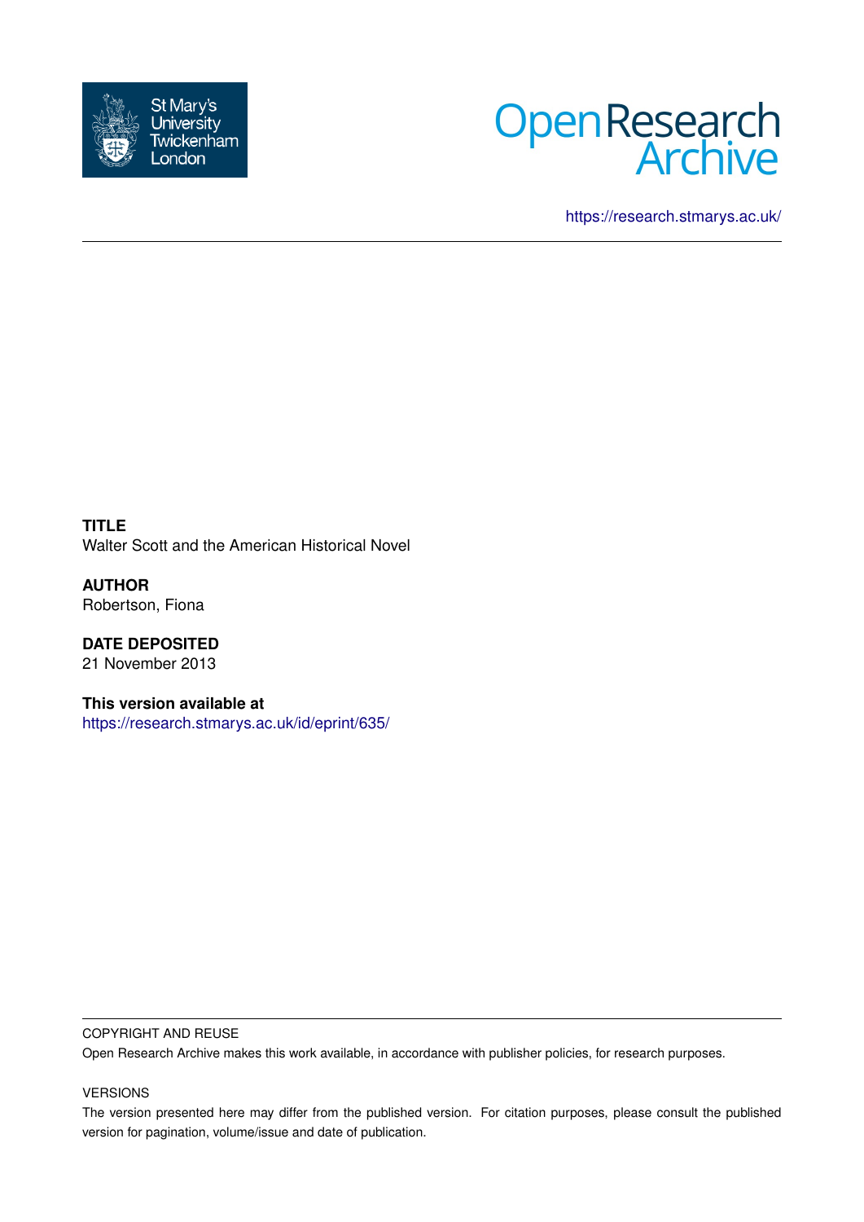St Mary's University Twickenham London

Open Research Archive

https://research.stmarys.ac.uk/

**TITLE**
Walter Scott and the American Historical Novel

**AUTHOR**
Robertson, Fiona

**DATE DEPOSITED**
21 November 2013

**This version available at**
https://research.stmarys.ac.uk/id/eprint/635/

COPYRIGHT AND REUSE

Open Research Archive makes this work available, in accordance with publisher policies, for research purposes.

VERSIONS

The version presented here may differ from the published version. For citation purposes, please consult the published version for pagination, volume/issue and date of publication.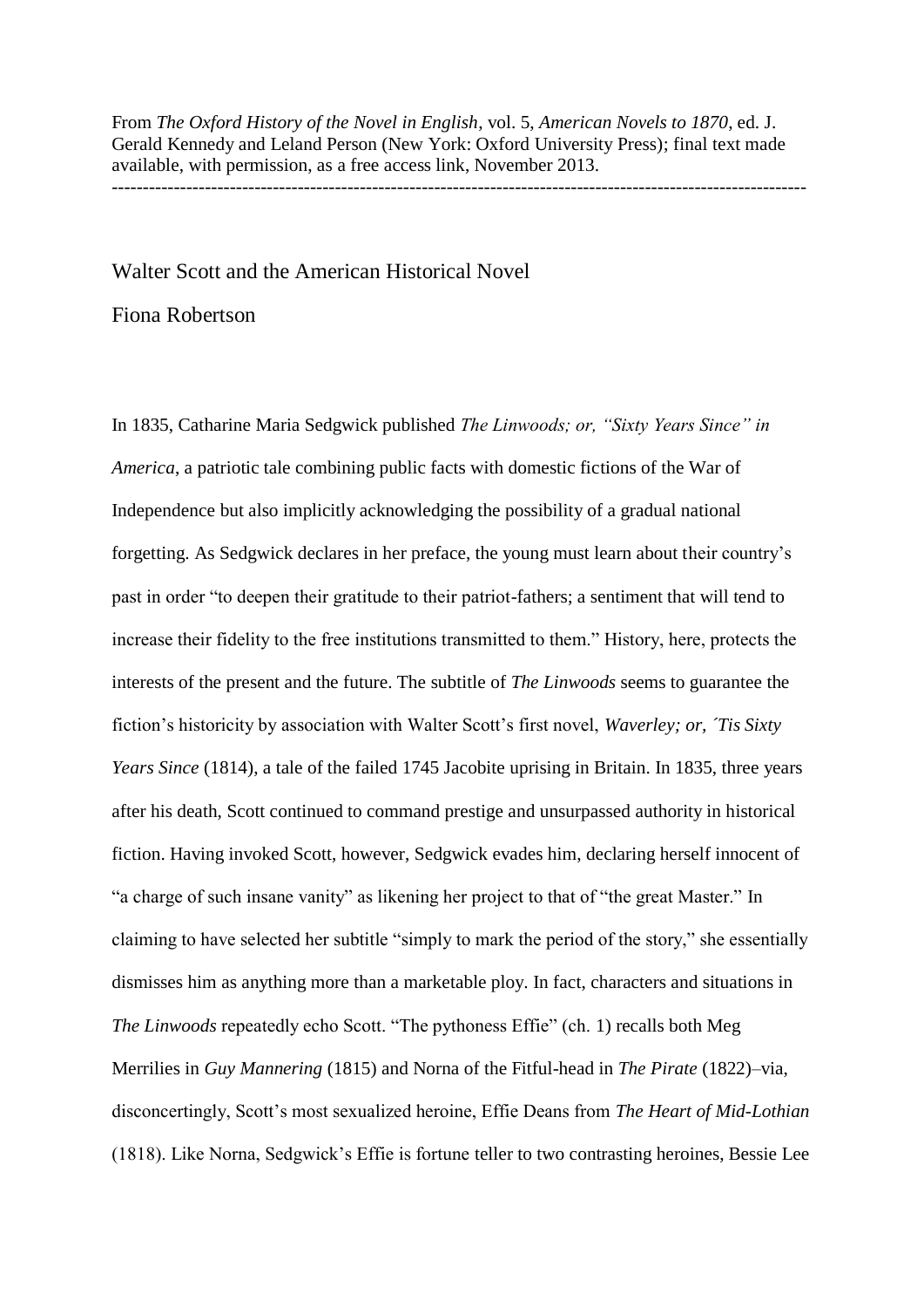From *The Oxford History of the Novel in English*, vol. 5, *American Novels to 1870*, ed. J. Gerald Kennedy and Leland Person (New York: Oxford University Press); final text made available, with permission, as a free access link, November 2013.

---

# Walter Scott and the American Historical Novel

Fiona Robertson

In 1835, Catharine Maria Sedgwick published *The Linwoods; or, "Sixty Years Since" in America*, a patriotic tale combining public facts with domestic fictions of the War of Independence but also implicitly acknowledging the possibility of a gradual national forgetting. As Sedgwick declares in her preface, the young must learn about their country's past in order "to deepen their gratitude to their patriot-fathers; a sentiment that will tend to increase their fidelity to the free institutions transmitted to them." History, here, protects the interests of the present and the future. The subtitle of *The Linwoods* seems to guarantee the fiction's historicity by association with Walter Scott's first novel, *Waverley; or, ´Tis Sixty Years Since* (1814), a tale of the failed 1745 Jacobite uprising in Britain. In 1835, three years after his death, Scott continued to command prestige and unsurpassed authority in historical fiction. Having invoked Scott, however, Sedgwick evades him, declaring herself innocent of "a charge of such insane vanity" as likening her project to that of "the great Master." In claiming to have selected her subtitle "simply to mark the period of the story," she essentially dismisses him as anything more than a marketable ploy. In fact, characters and situations in *The Linwoods* repeatedly echo Scott. "The pythoness Effie" (ch. 1) recalls both Meg Merrilies in *Guy Mannering* (1815) and Norna of the Fitful-head in *The Pirate* (1822)–via, disconcertingly, Scott's most sexualized heroine, Effie Deans from *The Heart of Mid-Lothian* (1818). Like Norna, Sedgwick's Effie is fortune teller to two contrasting heroines, Bessie Lee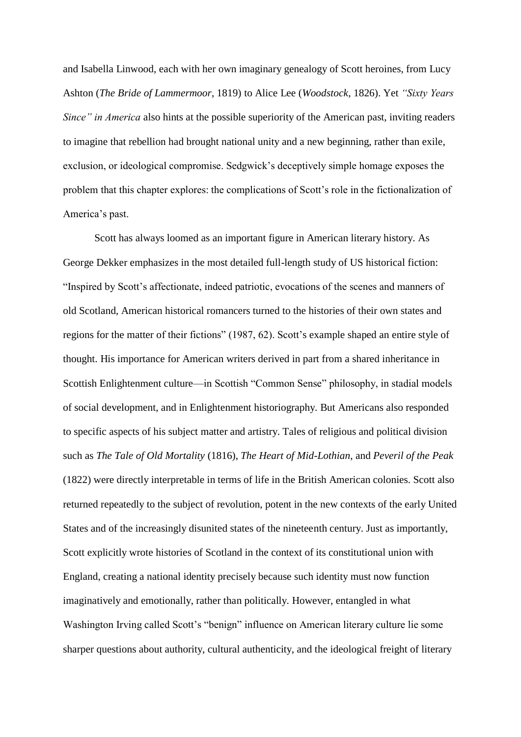and Isabella Linwood, each with her own imaginary genealogy of Scott heroines, from Lucy Ashton (*The Bride of Lammermoor*, 1819) to Alice Lee (*Woodstock*, 1826). Yet *"Sixty Years Since" in America* also hints at the possible superiority of the American past, inviting readers to imagine that rebellion had brought national unity and a new beginning, rather than exile, exclusion, or ideological compromise. Sedgwick's deceptively simple homage exposes the problem that this chapter explores: the complications of Scott's role in the fictionalization of America's past.

Scott has always loomed as an important figure in American literary history. As George Dekker emphasizes in the most detailed full-length study of US historical fiction: "Inspired by Scott's affectionate, indeed patriotic, evocations of the scenes and manners of old Scotland, American historical romancers turned to the histories of their own states and regions for the matter of their fictions" (1987, 62). Scott's example shaped an entire style of thought. His importance for American writers derived in part from a shared inheritance in Scottish Enlightenment culture—in Scottish "Common Sense" philosophy, in stadial models of social development, and in Enlightenment historiography. But Americans also responded to specific aspects of his subject matter and artistry. Tales of religious and political division such as *The Tale of Old Mortality* (1816), *The Heart of Mid-Lothian*, and *Peveril of the Peak* (1822) were directly interpretable in terms of life in the British American colonies. Scott also returned repeatedly to the subject of revolution, potent in the new contexts of the early United States and of the increasingly disunited states of the nineteenth century. Just as importantly, Scott explicitly wrote histories of Scotland in the context of its constitutional union with England, creating a national identity precisely because such identity must now function imaginatively and emotionally, rather than politically. However, entangled in what Washington Irving called Scott's "benign" influence on American literary culture lie some sharper questions about authority, cultural authenticity, and the ideological freight of literary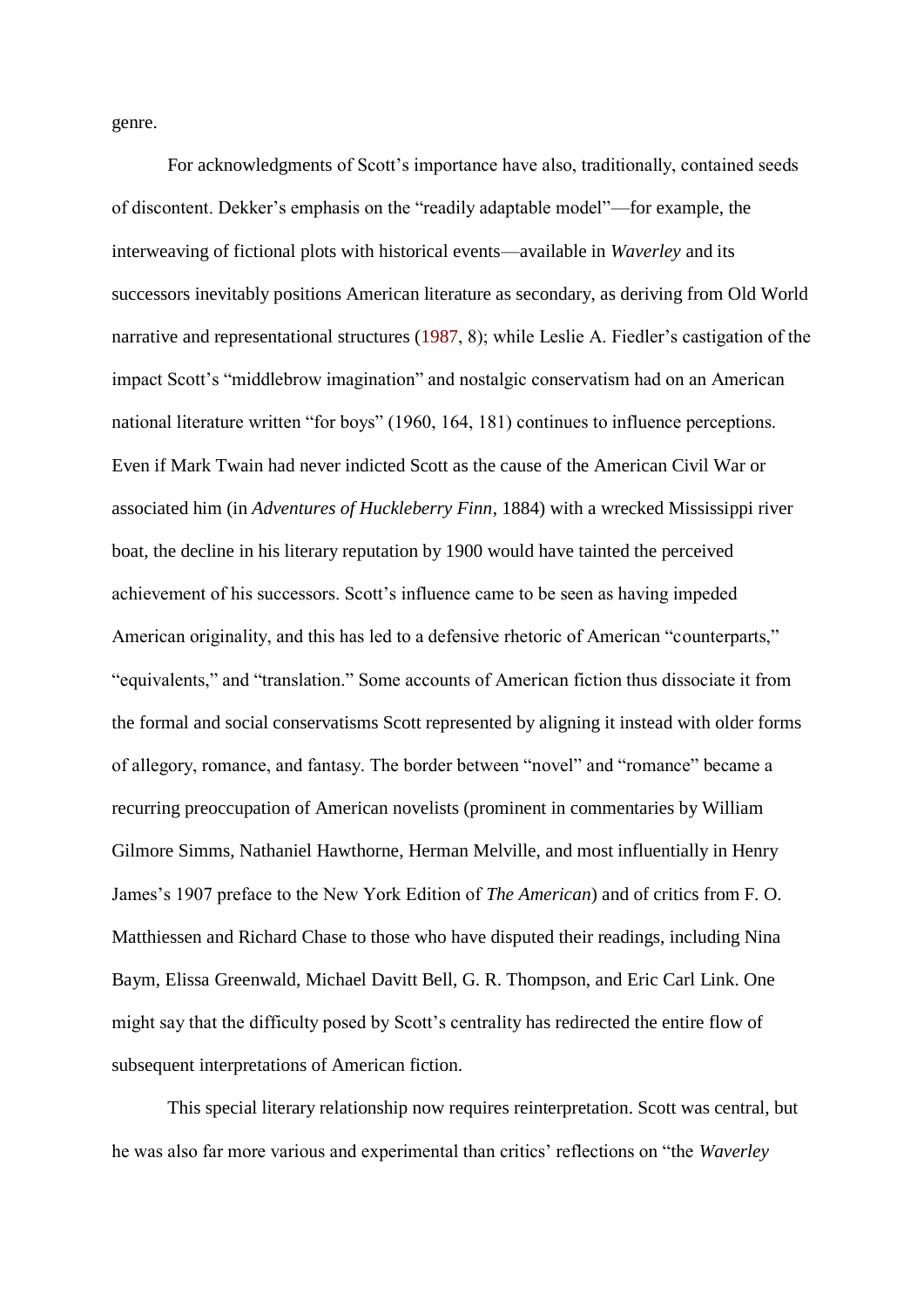genre.

For acknowledgments of Scott's importance have also, traditionally, contained seeds of discontent. Dekker's emphasis on the "readily adaptable model"—for example, the interweaving of fictional plots with historical events—available in *Waverley* and its successors inevitably positions American literature as secondary, as deriving from Old World narrative and representational structures (1987, 8); while Leslie A. Fiedler's castigation of the impact Scott's "middlebrow imagination" and nostalgic conservatism had on an American national literature written "for boys" (1960, 164, 181) continues to influence perceptions. Even if Mark Twain had never indicted Scott as the cause of the American Civil War or associated him (in *Adventures of Huckleberry Finn*, 1884) with a wrecked Mississippi river boat, the decline in his literary reputation by 1900 would have tainted the perceived achievement of his successors. Scott's influence came to be seen as having impeded American originality, and this has led to a defensive rhetoric of American "counterparts," "equivalents," and "translation." Some accounts of American fiction thus dissociate it from the formal and social conservatisms Scott represented by aligning it instead with older forms of allegory, romance, and fantasy. The border between "novel" and "romance" became a recurring preoccupation of American novelists (prominent in commentaries by William Gilmore Simms, Nathaniel Hawthorne, Herman Melville, and most influentially in Henry James's 1907 preface to the New York Edition of *The American*) and of critics from F. O. Matthiessen and Richard Chase to those who have disputed their readings, including Nina Baym, Elissa Greenwald, Michael Davitt Bell, G. R. Thompson, and Eric Carl Link. One might say that the difficulty posed by Scott's centrality has redirected the entire flow of subsequent interpretations of American fiction.

This special literary relationship now requires reinterpretation. Scott was central, but he was also far more various and experimental than critics' reflections on "the *Waverley*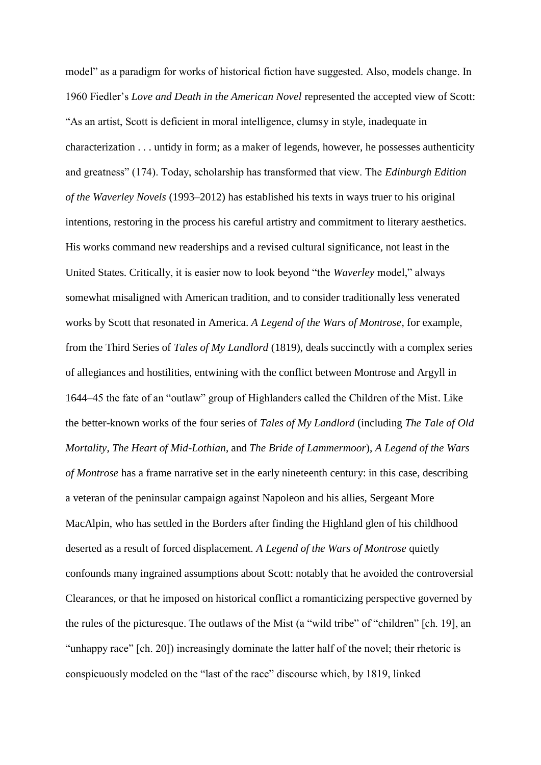model" as a paradigm for works of historical fiction have suggested. Also, models change. In 1960 Fiedler's *Love and Death in the American Novel* represented the accepted view of Scott: "As an artist, Scott is deficient in moral intelligence, clumsy in style, inadequate in characterization . . . untidy in form; as a maker of legends, however, he possesses authenticity and greatness" (174). Today, scholarship has transformed that view. The *Edinburgh Edition of the Waverley Novels* (1993–2012) has established his texts in ways truer to his original intentions, restoring in the process his careful artistry and commitment to literary aesthetics. His works command new readerships and a revised cultural significance, not least in the United States. Critically, it is easier now to look beyond "the *Waverley* model," always somewhat misaligned with American tradition, and to consider traditionally less venerated works by Scott that resonated in America. *A Legend of the Wars of Montrose*, for example, from the Third Series of *Tales of My Landlord* (1819), deals succinctly with a complex series of allegiances and hostilities, entwining with the conflict between Montrose and Argyll in 1644–45 the fate of an "outlaw" group of Highlanders called the Children of the Mist. Like the better-known works of the four series of *Tales of My Landlord* (including *The Tale of Old Mortality*, *The Heart of Mid-Lothian*, and *The Bride of Lammermoor*), *A Legend of the Wars of Montrose* has a frame narrative set in the early nineteenth century: in this case, describing a veteran of the peninsular campaign against Napoleon and his allies, Sergeant More MacAlpin, who has settled in the Borders after finding the Highland glen of his childhood deserted as a result of forced displacement. *A Legend of the Wars of Montrose* quietly confounds many ingrained assumptions about Scott: notably that he avoided the controversial Clearances, or that he imposed on historical conflict a romanticizing perspective governed by the rules of the picturesque. The outlaws of the Mist (a "wild tribe" of "children" [ch. 19], an "unhappy race" [ch. 20]) increasingly dominate the latter half of the novel; their rhetoric is conspicuously modeled on the "last of the race" discourse which, by 1819, linked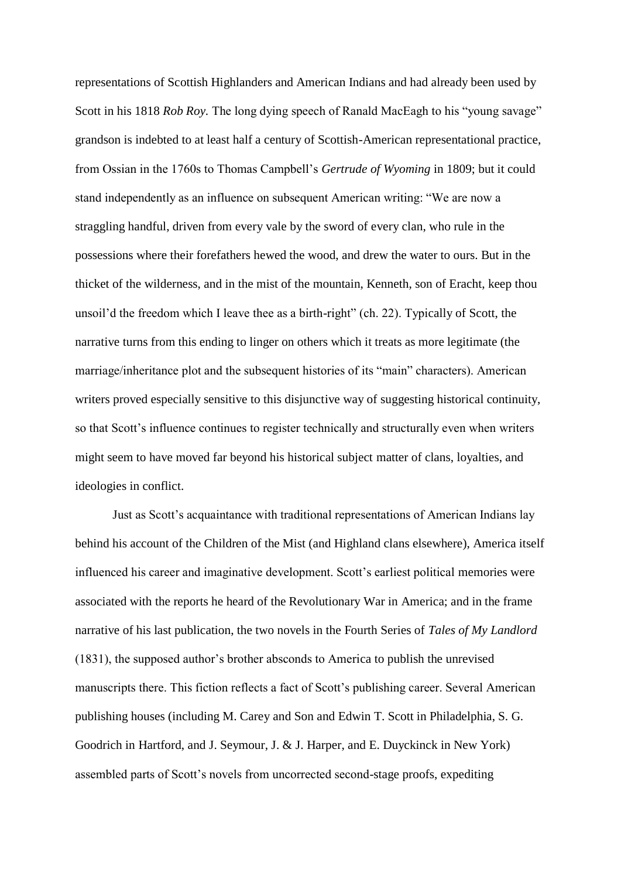representations of Scottish Highlanders and American Indians and had already been used by Scott in his 1818 *Rob Roy.* The long dying speech of Ranald MacEagh to his "young savage" grandson is indebted to at least half a century of Scottish-American representational practice, from Ossian in the 1760s to Thomas Campbell's *Gertrude of Wyoming* in 1809; but it could stand independently as an influence on subsequent American writing: "We are now a straggling handful, driven from every vale by the sword of every clan, who rule in the possessions where their forefathers hewed the wood, and drew the water to ours. But in the thicket of the wilderness, and in the mist of the mountain, Kenneth, son of Eracht, keep thou unsoil'd the freedom which I leave thee as a birth-right" (ch. 22). Typically of Scott, the narrative turns from this ending to linger on others which it treats as more legitimate (the marriage/inheritance plot and the subsequent histories of its "main" characters). American writers proved especially sensitive to this disjunctive way of suggesting historical continuity, so that Scott's influence continues to register technically and structurally even when writers might seem to have moved far beyond his historical subject matter of clans, loyalties, and ideologies in conflict.

Just as Scott's acquaintance with traditional representations of American Indians lay behind his account of the Children of the Mist (and Highland clans elsewhere), America itself influenced his career and imaginative development. Scott's earliest political memories were associated with the reports he heard of the Revolutionary War in America; and in the frame narrative of his last publication, the two novels in the Fourth Series of *Tales of My Landlord* (1831), the supposed author's brother absconds to America to publish the unrevised manuscripts there. This fiction reflects a fact of Scott's publishing career. Several American publishing houses (including M. Carey and Son and Edwin T. Scott in Philadelphia, S. G. Goodrich in Hartford, and J. Seymour, J. & J. Harper, and E. Duyckinck in New York) assembled parts of Scott's novels from uncorrected second-stage proofs, expediting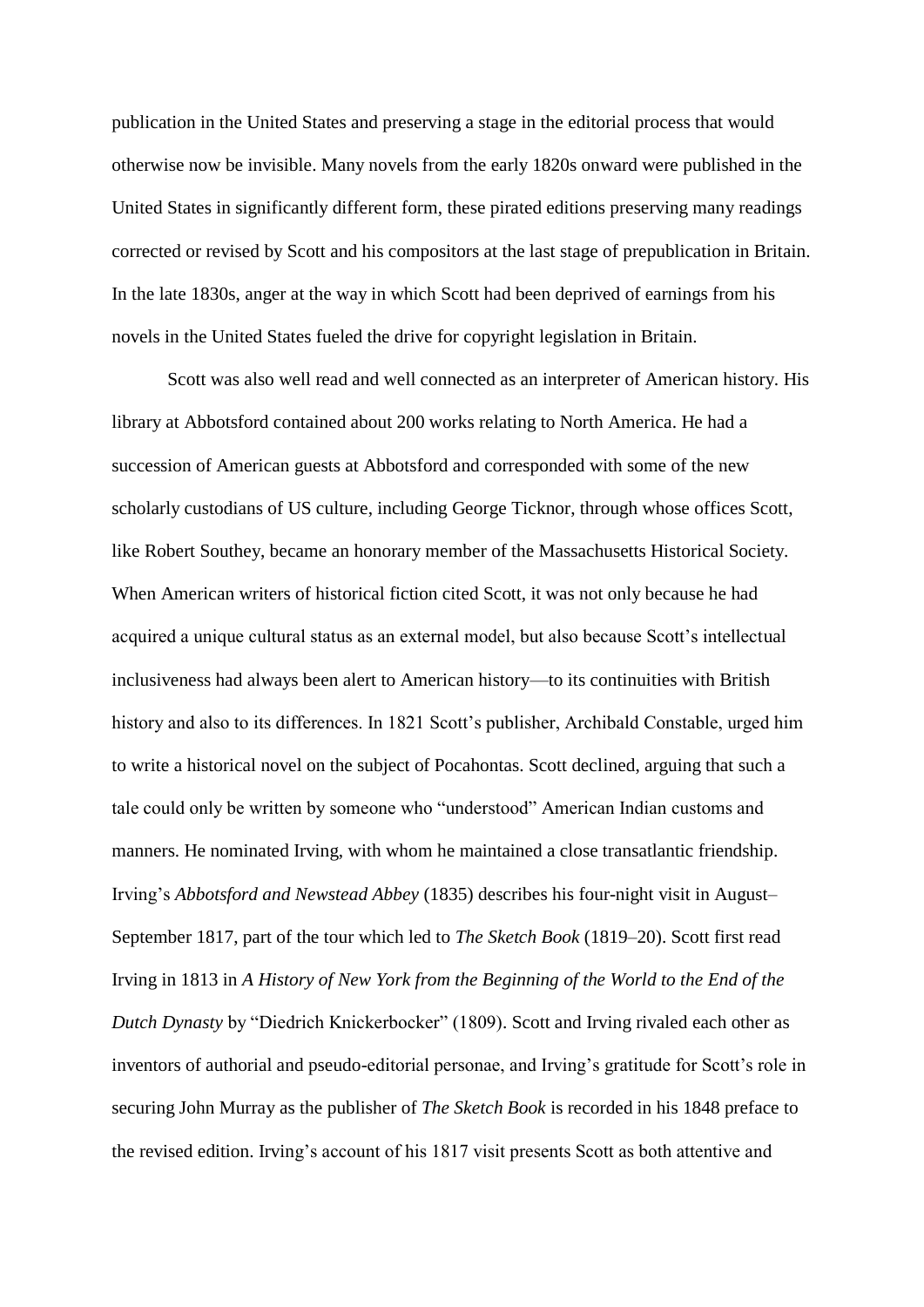publication in the United States and preserving a stage in the editorial process that would otherwise now be invisible. Many novels from the early 1820s onward were published in the United States in significantly different form, these pirated editions preserving many readings corrected or revised by Scott and his compositors at the last stage of prepublication in Britain. In the late 1830s, anger at the way in which Scott had been deprived of earnings from his novels in the United States fueled the drive for copyright legislation in Britain.

Scott was also well read and well connected as an interpreter of American history. His library at Abbotsford contained about 200 works relating to North America. He had a succession of American guests at Abbotsford and corresponded with some of the new scholarly custodians of US culture, including George Ticknor, through whose offices Scott, like Robert Southey, became an honorary member of the Massachusetts Historical Society. When American writers of historical fiction cited Scott, it was not only because he had acquired a unique cultural status as an external model, but also because Scott's intellectual inclusiveness had always been alert to American history—to its continuities with British history and also to its differences. In 1821 Scott's publisher, Archibald Constable, urged him to write a historical novel on the subject of Pocahontas. Scott declined, arguing that such a tale could only be written by someone who "understood" American Indian customs and manners. He nominated Irving, with whom he maintained a close transatlantic friendship. Irving's *Abbotsford and Newstead Abbey* (1835) describes his four-night visit in August–September 1817, part of the tour which led to *The Sketch Book* (1819–20). Scott first read Irving in 1813 in *A History of New York from the Beginning of the World to the End of the Dutch Dynasty* by "Diedrich Knickerbocker" (1809). Scott and Irving rivaled each other as inventors of authorial and pseudo-editorial personae, and Irving's gratitude for Scott's role in securing John Murray as the publisher of *The Sketch Book* is recorded in his 1848 preface to the revised edition. Irving's account of his 1817 visit presents Scott as both attentive and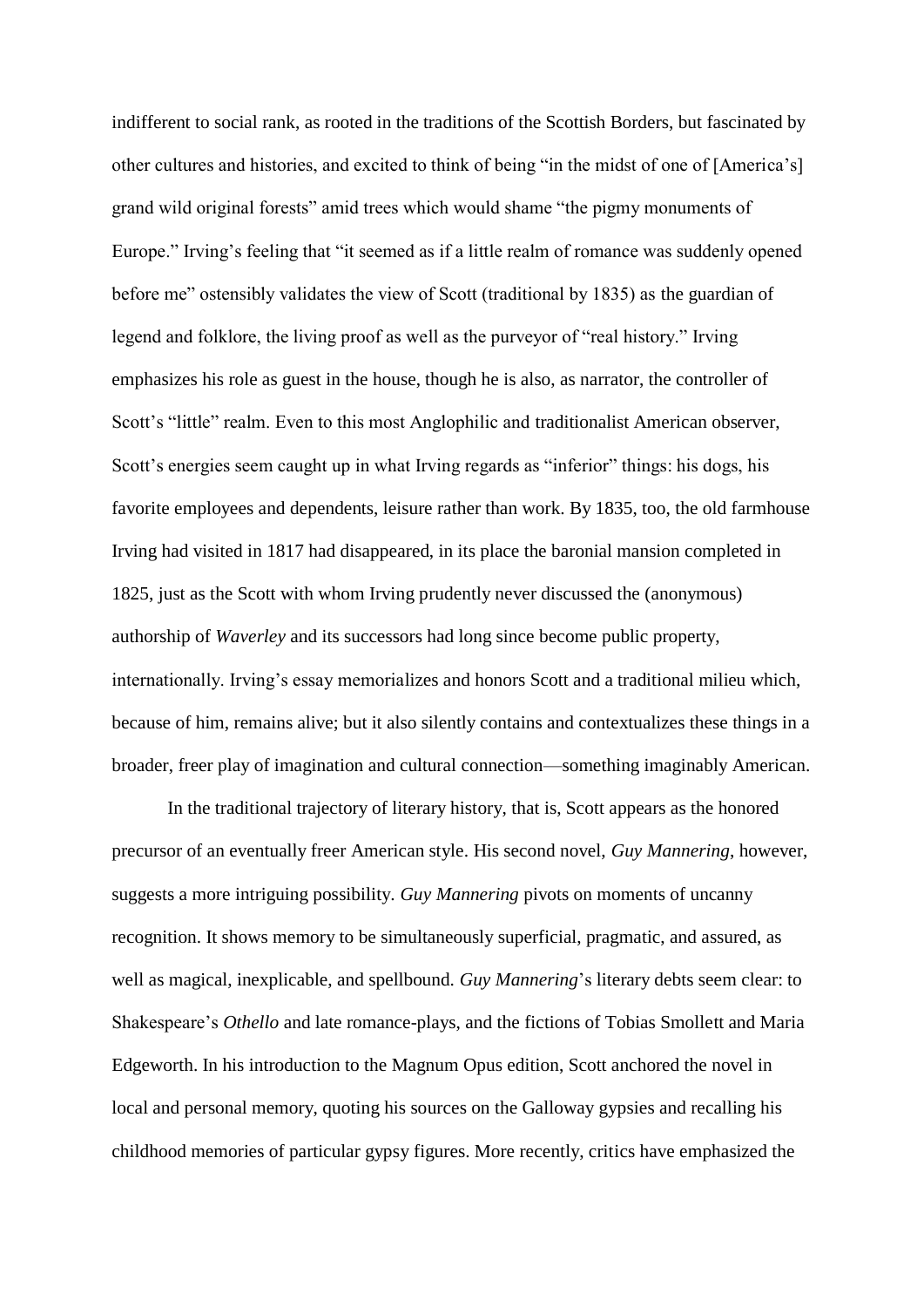indifferent to social rank, as rooted in the traditions of the Scottish Borders, but fascinated by other cultures and histories, and excited to think of being "in the midst of one of [America's] grand wild original forests" amid trees which would shame "the pigmy monuments of Europe." Irving's feeling that "it seemed as if a little realm of romance was suddenly opened before me" ostensibly validates the view of Scott (traditional by 1835) as the guardian of legend and folklore, the living proof as well as the purveyor of "real history." Irving emphasizes his role as guest in the house, though he is also, as narrator, the controller of Scott's "little" realm. Even to this most Anglophilic and traditionalist American observer, Scott's energies seem caught up in what Irving regards as "inferior" things: his dogs, his favorite employees and dependents, leisure rather than work. By 1835, too, the old farmhouse Irving had visited in 1817 had disappeared, in its place the baronial mansion completed in 1825, just as the Scott with whom Irving prudently never discussed the (anonymous) authorship of *Waverley* and its successors had long since become public property, internationally. Irving's essay memorializes and honors Scott and a traditional milieu which, because of him, remains alive; but it also silently contains and contextualizes these things in a broader, freer play of imagination and cultural connection—something imaginably American.

In the traditional trajectory of literary history, that is, Scott appears as the honored precursor of an eventually freer American style. His second novel, *Guy Mannering*, however, suggests a more intriguing possibility. *Guy Mannering* pivots on moments of uncanny recognition. It shows memory to be simultaneously superficial, pragmatic, and assured, as well as magical, inexplicable, and spellbound. *Guy Mannering*'s literary debts seem clear: to Shakespeare's *Othello* and late romance-plays, and the fictions of Tobias Smollett and Maria Edgeworth. In his introduction to the Magnum Opus edition, Scott anchored the novel in local and personal memory, quoting his sources on the Galloway gypsies and recalling his childhood memories of particular gypsy figures. More recently, critics have emphasized the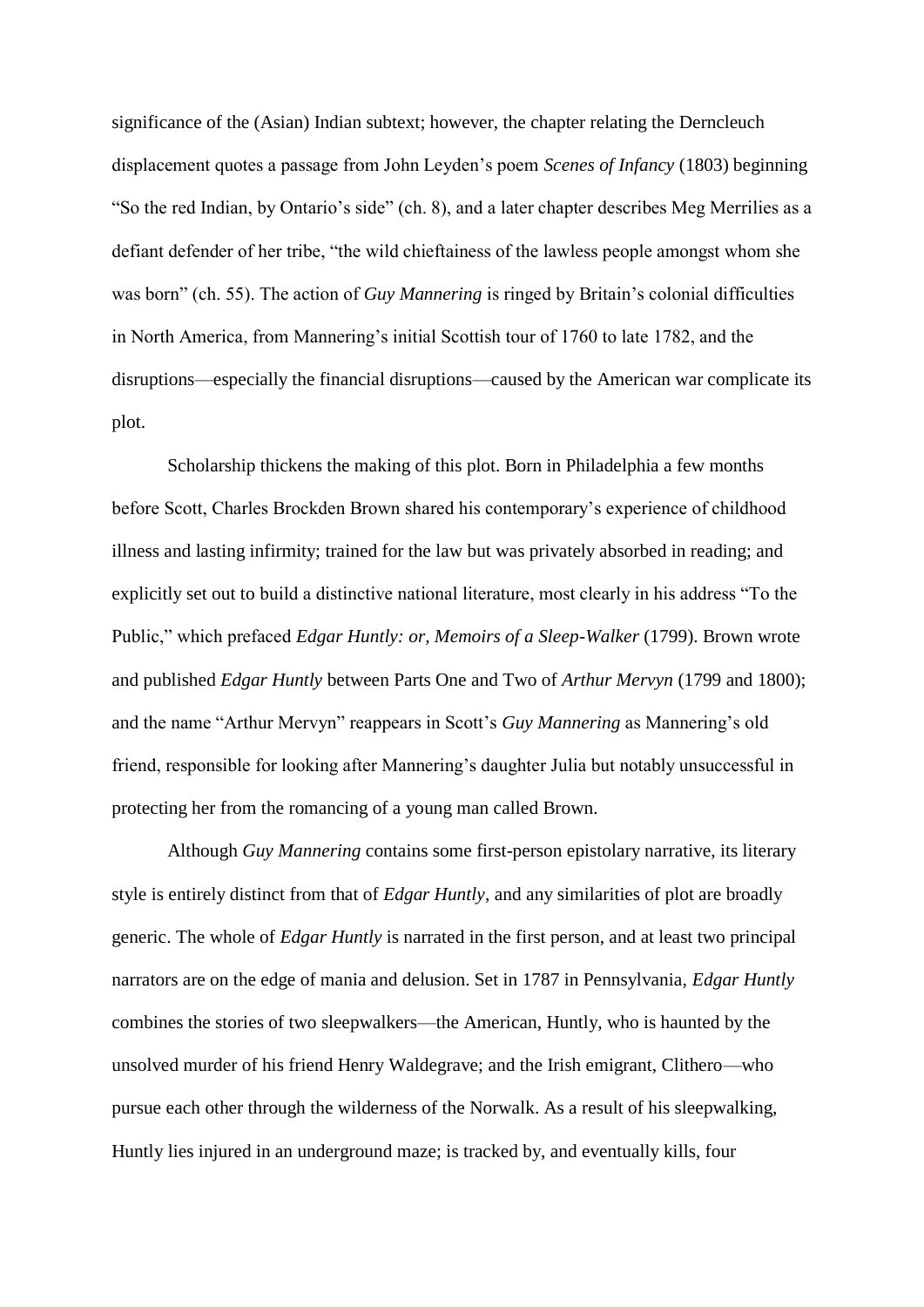significance of the (Asian) Indian subtext; however, the chapter relating the Derncleuch displacement quotes a passage from John Leyden's poem *Scenes of Infancy* (1803) beginning "So the red Indian, by Ontario's side" (ch. 8), and a later chapter describes Meg Merrilies as a defiant defender of her tribe, "the wild chieftainess of the lawless people amongst whom she was born" (ch. 55). The action of *Guy Mannering* is ringed by Britain's colonial difficulties in North America, from Mannering's initial Scottish tour of 1760 to late 1782, and the disruptions—especially the financial disruptions—caused by the American war complicate its plot.

Scholarship thickens the making of this plot. Born in Philadelphia a few months before Scott, Charles Brockden Brown shared his contemporary's experience of childhood illness and lasting infirmity; trained for the law but was privately absorbed in reading; and explicitly set out to build a distinctive national literature, most clearly in his address "To the Public," which prefaced *Edgar Huntly: or, Memoirs of a Sleep-Walker* (1799). Brown wrote and published *Edgar Huntly* between Parts One and Two of *Arthur Mervyn* (1799 and 1800); and the name "Arthur Mervyn" reappears in Scott's *Guy Mannering* as Mannering's old friend, responsible for looking after Mannering's daughter Julia but notably unsuccessful in protecting her from the romancing of a young man called Brown.

Although *Guy Mannering* contains some first-person epistolary narrative, its literary style is entirely distinct from that of *Edgar Huntly*, and any similarities of plot are broadly generic. The whole of *Edgar Huntly* is narrated in the first person, and at least two principal narrators are on the edge of mania and delusion. Set in 1787 in Pennsylvania, *Edgar Huntly* combines the stories of two sleepwalkers—the American, Huntly, who is haunted by the unsolved murder of his friend Henry Waldegrave; and the Irish emigrant, Clithero—who pursue each other through the wilderness of the Norwalk. As a result of his sleepwalking, Huntly lies injured in an underground maze; is tracked by, and eventually kills, four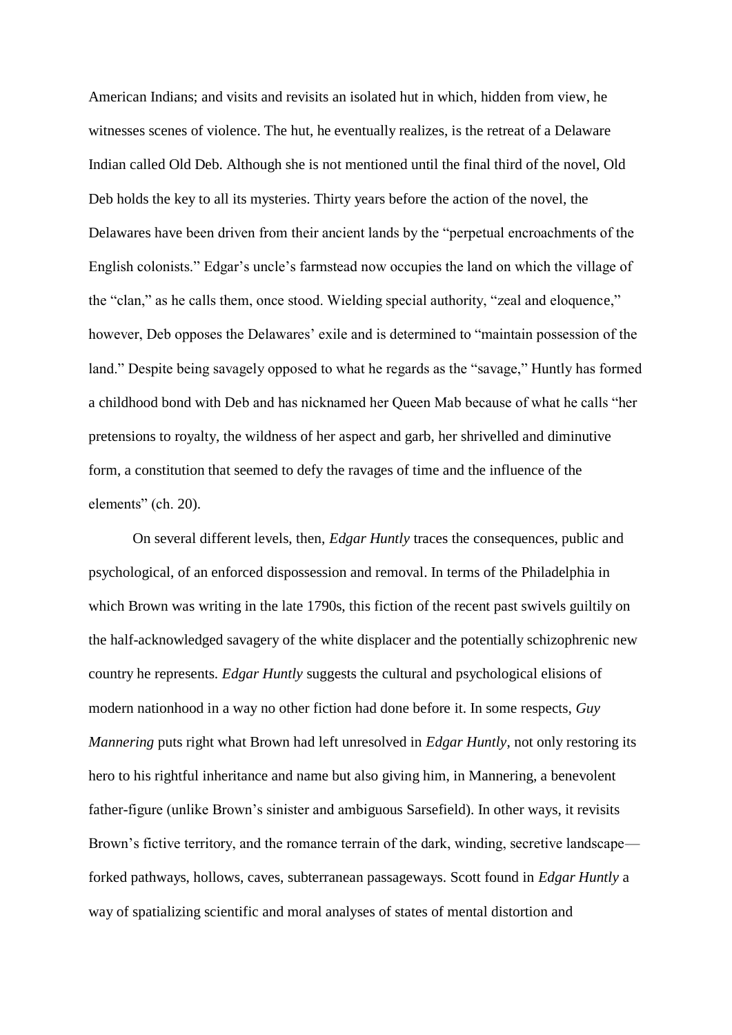American Indians; and visits and revisits an isolated hut in which, hidden from view, he witnesses scenes of violence. The hut, he eventually realizes, is the retreat of a Delaware Indian called Old Deb. Although she is not mentioned until the final third of the novel, Old Deb holds the key to all its mysteries. Thirty years before the action of the novel, the Delawares have been driven from their ancient lands by the "perpetual encroachments of the English colonists." Edgar's uncle's farmstead now occupies the land on which the village of the "clan," as he calls them, once stood. Wielding special authority, "zeal and eloquence," however, Deb opposes the Delawares' exile and is determined to "maintain possession of the land." Despite being savagely opposed to what he regards as the "savage," Huntly has formed a childhood bond with Deb and has nicknamed her Queen Mab because of what he calls "her pretensions to royalty, the wildness of her aspect and garb, her shrivelled and diminutive form, a constitution that seemed to defy the ravages of time and the influence of the elements" (ch. 20).

On several different levels, then, *Edgar Huntly* traces the consequences, public and psychological, of an enforced dispossession and removal. In terms of the Philadelphia in which Brown was writing in the late 1790s, this fiction of the recent past swivels guiltily on the half-acknowledged savagery of the white displacer and the potentially schizophrenic new country he represents. *Edgar Huntly* suggests the cultural and psychological elisions of modern nationhood in a way no other fiction had done before it. In some respects, *Guy Mannering* puts right what Brown had left unresolved in *Edgar Huntly*, not only restoring its hero to his rightful inheritance and name but also giving him, in Mannering, a benevolent father-figure (unlike Brown's sinister and ambiguous Sarsefield). In other ways, it revisits Brown's fictive territory, and the romance terrain of the dark, winding, secretive landscape—forked pathways, hollows, caves, subterranean passageways. Scott found in *Edgar Huntly* a way of spatializing scientific and moral analyses of states of mental distortion and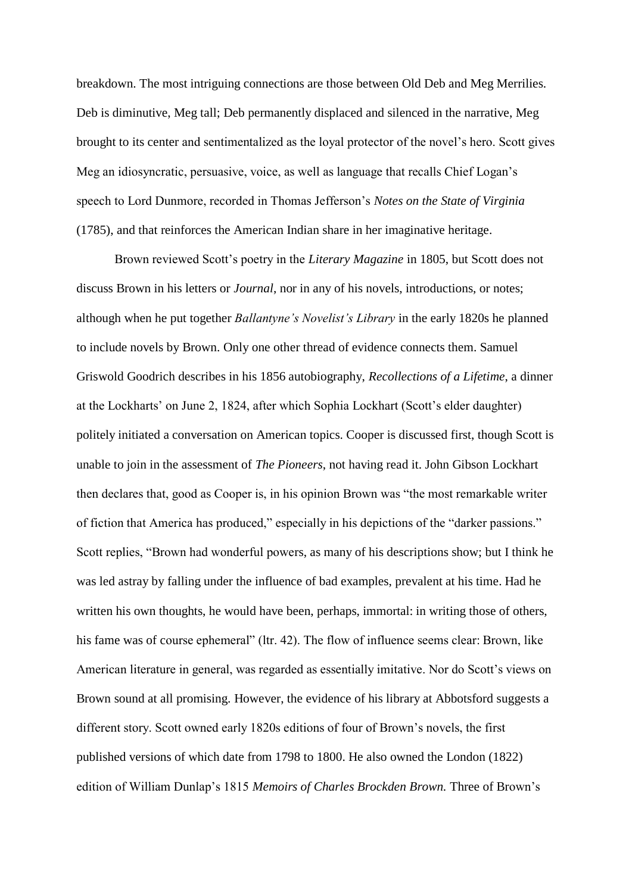breakdown. The most intriguing connections are those between Old Deb and Meg Merrilies. Deb is diminutive, Meg tall; Deb permanently displaced and silenced in the narrative, Meg brought to its center and sentimentalized as the loyal protector of the novel's hero. Scott gives Meg an idiosyncratic, persuasive, voice, as well as language that recalls Chief Logan's speech to Lord Dunmore, recorded in Thomas Jefferson's *Notes on the State of Virginia* (1785), and that reinforces the American Indian share in her imaginative heritage.

Brown reviewed Scott's poetry in the *Literary Magazine* in 1805, but Scott does not discuss Brown in his letters or *Journal*, nor in any of his novels, introductions, or notes; although when he put together *Ballantyne's Novelist's Library* in the early 1820s he planned to include novels by Brown. Only one other thread of evidence connects them. Samuel Griswold Goodrich describes in his 1856 autobiography, *Recollections of a Lifetime*, a dinner at the Lockharts' on June 2, 1824, after which Sophia Lockhart (Scott's elder daughter) politely initiated a conversation on American topics. Cooper is discussed first, though Scott is unable to join in the assessment of *The Pioneers*, not having read it. John Gibson Lockhart then declares that, good as Cooper is, in his opinion Brown was "the most remarkable writer of fiction that America has produced," especially in his depictions of the "darker passions." Scott replies, "Brown had wonderful powers, as many of his descriptions show; but I think he was led astray by falling under the influence of bad examples, prevalent at his time. Had he written his own thoughts, he would have been, perhaps, immortal: in writing those of others, his fame was of course ephemeral" (ltr. 42). The flow of influence seems clear: Brown, like American literature in general, was regarded as essentially imitative. Nor do Scott's views on Brown sound at all promising. However, the evidence of his library at Abbotsford suggests a different story. Scott owned early 1820s editions of four of Brown's novels, the first published versions of which date from 1798 to 1800. He also owned the London (1822) edition of William Dunlap's 1815 *Memoirs of Charles Brockden Brown.* Three of Brown's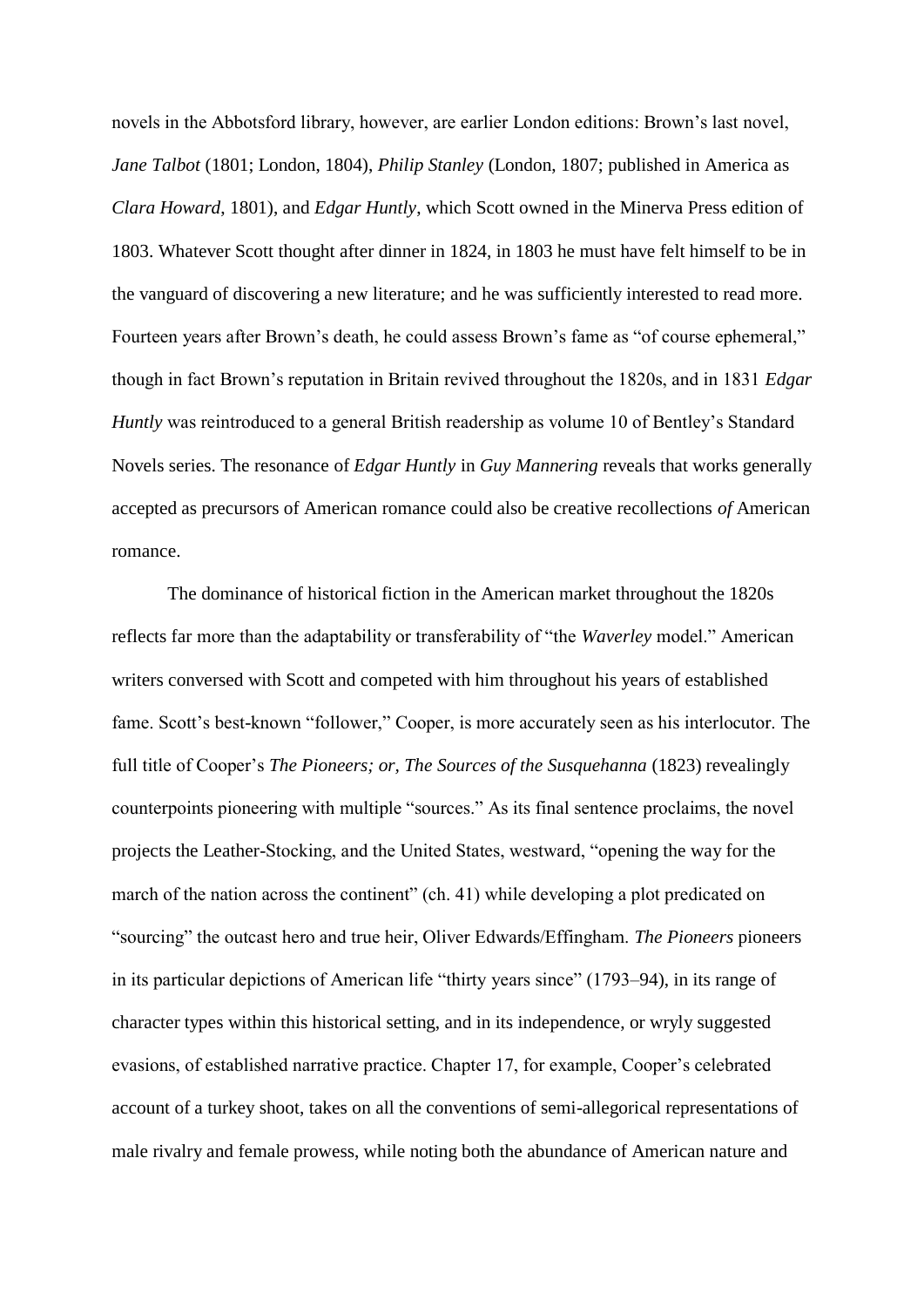novels in the Abbotsford library, however, are earlier London editions: Brown's last novel, *Jane Talbot* (1801; London, 1804), *Philip Stanley* (London, 1807; published in America as *Clara Howard*, 1801), and *Edgar Huntly*, which Scott owned in the Minerva Press edition of 1803. Whatever Scott thought after dinner in 1824, in 1803 he must have felt himself to be in the vanguard of discovering a new literature; and he was sufficiently interested to read more. Fourteen years after Brown's death, he could assess Brown's fame as "of course ephemeral," though in fact Brown's reputation in Britain revived throughout the 1820s, and in 1831 *Edgar Huntly* was reintroduced to a general British readership as volume 10 of Bentley's Standard Novels series. The resonance of *Edgar Huntly* in *Guy Mannering* reveals that works generally accepted as precursors of American romance could also be creative recollections *of* American romance.

The dominance of historical fiction in the American market throughout the 1820s reflects far more than the adaptability or transferability of "the *Waverley* model." American writers conversed with Scott and competed with him throughout his years of established fame. Scott's best-known "follower," Cooper, is more accurately seen as his interlocutor. The full title of Cooper's *The Pioneers; or, The Sources of the Susquehanna* (1823) revealingly counterpoints pioneering with multiple "sources." As its final sentence proclaims, the novel projects the Leather-Stocking, and the United States, westward, "opening the way for the march of the nation across the continent" (ch. 41) while developing a plot predicated on "sourcing" the outcast hero and true heir, Oliver Edwards/Effingham. *The Pioneers* pioneers in its particular depictions of American life "thirty years since" (1793–94), in its range of character types within this historical setting, and in its independence, or wryly suggested evasions, of established narrative practice. Chapter 17, for example, Cooper's celebrated account of a turkey shoot, takes on all the conventions of semi-allegorical representations of male rivalry and female prowess, while noting both the abundance of American nature and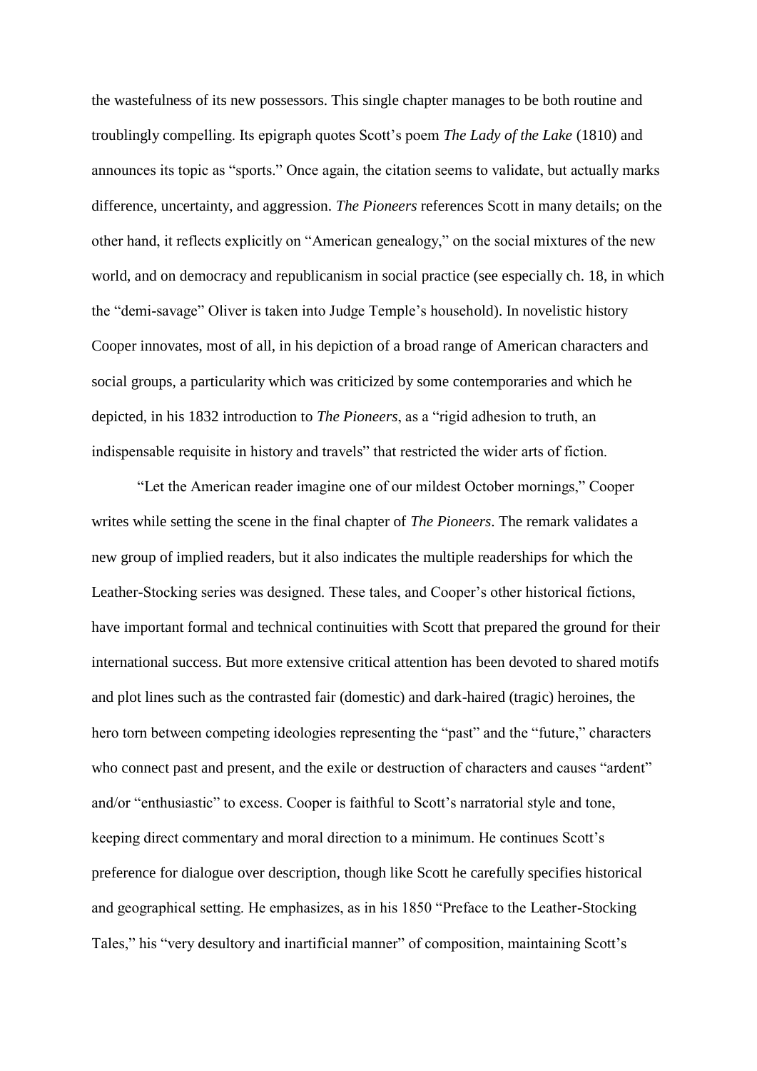the wastefulness of its new possessors. This single chapter manages to be both routine and troublingly compelling. Its epigraph quotes Scott's poem *The Lady of the Lake* (1810) and announces its topic as "sports." Once again, the citation seems to validate, but actually marks difference, uncertainty, and aggression. *The Pioneers* references Scott in many details; on the other hand, it reflects explicitly on "American genealogy," on the social mixtures of the new world, and on democracy and republicanism in social practice (see especially ch. 18, in which the "demi-savage" Oliver is taken into Judge Temple's household). In novelistic history Cooper innovates, most of all, in his depiction of a broad range of American characters and social groups, a particularity which was criticized by some contemporaries and which he depicted, in his 1832 introduction to *The Pioneers*, as a "rigid adhesion to truth, an indispensable requisite in history and travels" that restricted the wider arts of fiction.

"Let the American reader imagine one of our mildest October mornings," Cooper writes while setting the scene in the final chapter of *The Pioneers*. The remark validates a new group of implied readers, but it also indicates the multiple readerships for which the Leather-Stocking series was designed. These tales, and Cooper's other historical fictions, have important formal and technical continuities with Scott that prepared the ground for their international success. But more extensive critical attention has been devoted to shared motifs and plot lines such as the contrasted fair (domestic) and dark-haired (tragic) heroines, the hero torn between competing ideologies representing the "past" and the "future," characters who connect past and present, and the exile or destruction of characters and causes "ardent" and/or "enthusiastic" to excess. Cooper is faithful to Scott's narratorial style and tone, keeping direct commentary and moral direction to a minimum. He continues Scott's preference for dialogue over description, though like Scott he carefully specifies historical and geographical setting. He emphasizes, as in his 1850 "Preface to the Leather-Stocking Tales," his "very desultory and inartificial manner" of composition, maintaining Scott's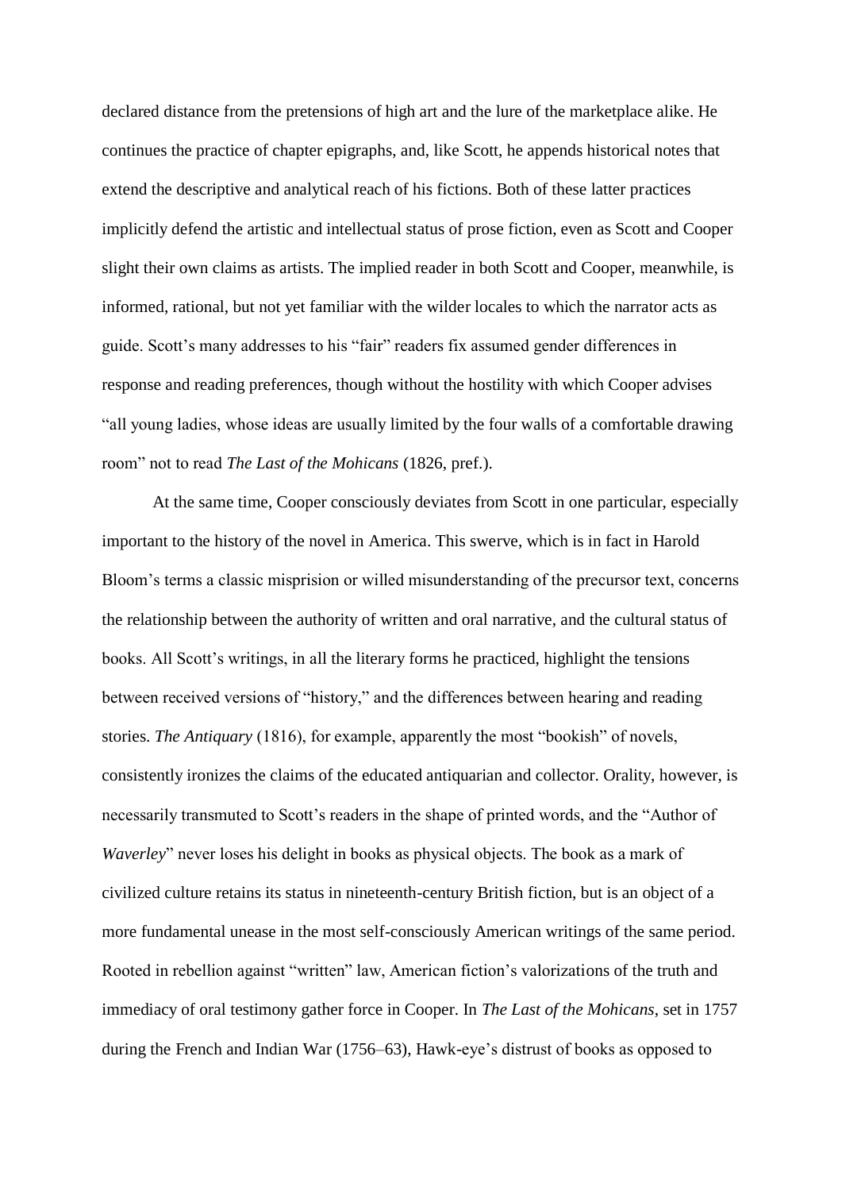declared distance from the pretensions of high art and the lure of the marketplace alike. He continues the practice of chapter epigraphs, and, like Scott, he appends historical notes that extend the descriptive and analytical reach of his fictions. Both of these latter practices implicitly defend the artistic and intellectual status of prose fiction, even as Scott and Cooper slight their own claims as artists. The implied reader in both Scott and Cooper, meanwhile, is informed, rational, but not yet familiar with the wilder locales to which the narrator acts as guide. Scott's many addresses to his "fair" readers fix assumed gender differences in response and reading preferences, though without the hostility with which Cooper advises "all young ladies, whose ideas are usually limited by the four walls of a comfortable drawing room" not to read *The Last of the Mohicans* (1826, pref.).

At the same time, Cooper consciously deviates from Scott in one particular, especially important to the history of the novel in America. This swerve, which is in fact in Harold Bloom's terms a classic misprision or willed misunderstanding of the precursor text, concerns the relationship between the authority of written and oral narrative, and the cultural status of books. All Scott's writings, in all the literary forms he practiced, highlight the tensions between received versions of "history," and the differences between hearing and reading stories. *The Antiquary* (1816), for example, apparently the most "bookish" of novels, consistently ironizes the claims of the educated antiquarian and collector. Orality, however, is necessarily transmuted to Scott's readers in the shape of printed words, and the "Author of *Waverley*" never loses his delight in books as physical objects. The book as a mark of civilized culture retains its status in nineteenth-century British fiction, but is an object of a more fundamental unease in the most self-consciously American writings of the same period. Rooted in rebellion against "written" law, American fiction's valorizations of the truth and immediacy of oral testimony gather force in Cooper. In *The Last of the Mohicans*, set in 1757 during the French and Indian War (1756–63), Hawk-eye's distrust of books as opposed to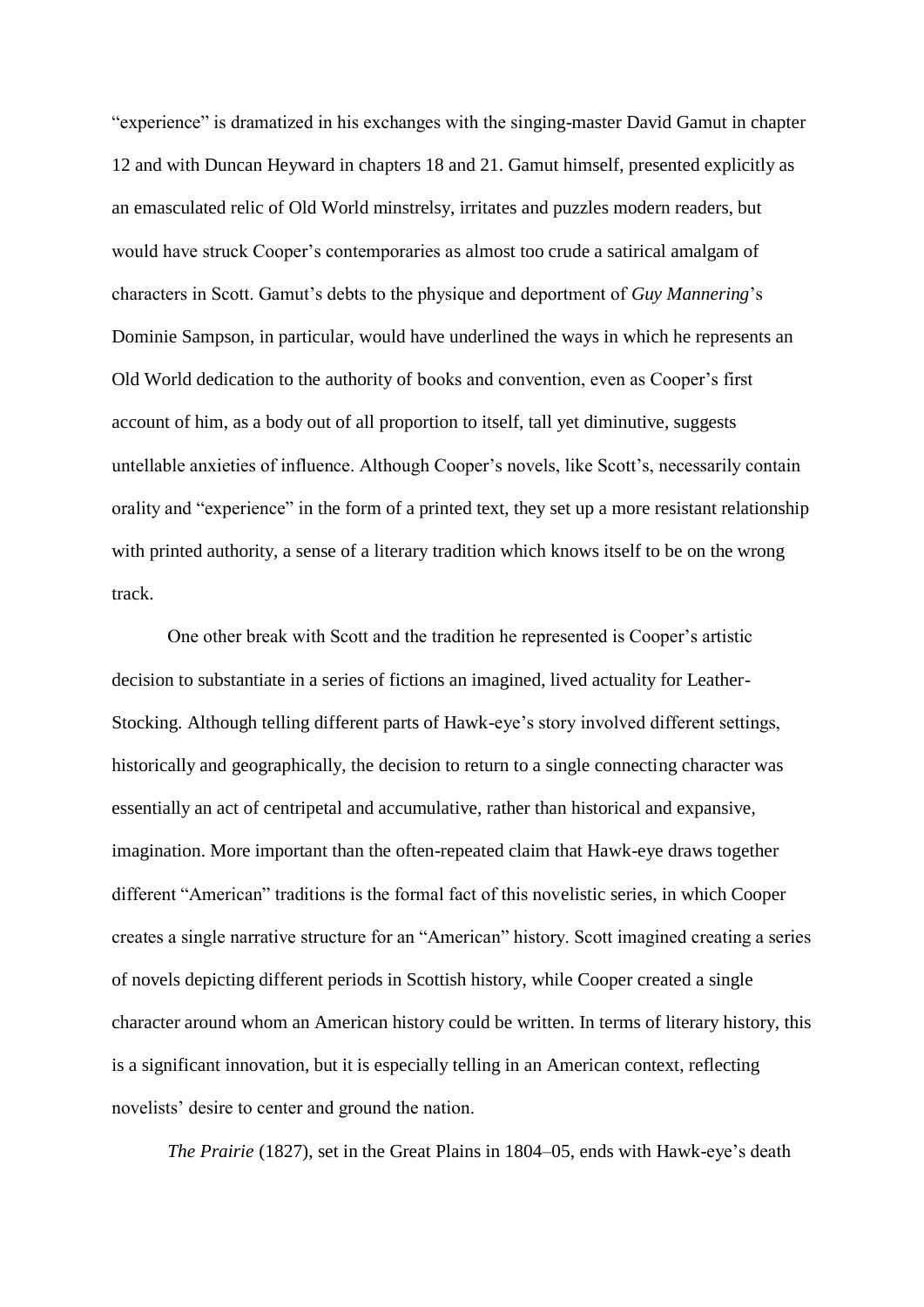"experience" is dramatized in his exchanges with the singing-master David Gamut in chapter 12 and with Duncan Heyward in chapters 18 and 21. Gamut himself, presented explicitly as an emasculated relic of Old World minstrelsy, irritates and puzzles modern readers, but would have struck Cooper's contemporaries as almost too crude a satirical amalgam of characters in Scott. Gamut's debts to the physique and deportment of *Guy Mannering*'s Dominie Sampson, in particular, would have underlined the ways in which he represents an Old World dedication to the authority of books and convention, even as Cooper's first account of him, as a body out of all proportion to itself, tall yet diminutive, suggests untellable anxieties of influence. Although Cooper's novels, like Scott's, necessarily contain orality and "experience" in the form of a printed text, they set up a more resistant relationship with printed authority, a sense of a literary tradition which knows itself to be on the wrong track.

One other break with Scott and the tradition he represented is Cooper's artistic decision to substantiate in a series of fictions an imagined, lived actuality for Leather-Stocking. Although telling different parts of Hawk-eye's story involved different settings, historically and geographically, the decision to return to a single connecting character was essentially an act of centripetal and accumulative, rather than historical and expansive, imagination. More important than the often-repeated claim that Hawk-eye draws together different "American" traditions is the formal fact of this novelistic series, in which Cooper creates a single narrative structure for an "American" history. Scott imagined creating a series of novels depicting different periods in Scottish history, while Cooper created a single character around whom an American history could be written. In terms of literary history, this is a significant innovation, but it is especially telling in an American context, reflecting novelists' desire to center and ground the nation.

*The Prairie* (1827), set in the Great Plains in 1804–05, ends with Hawk-eye's death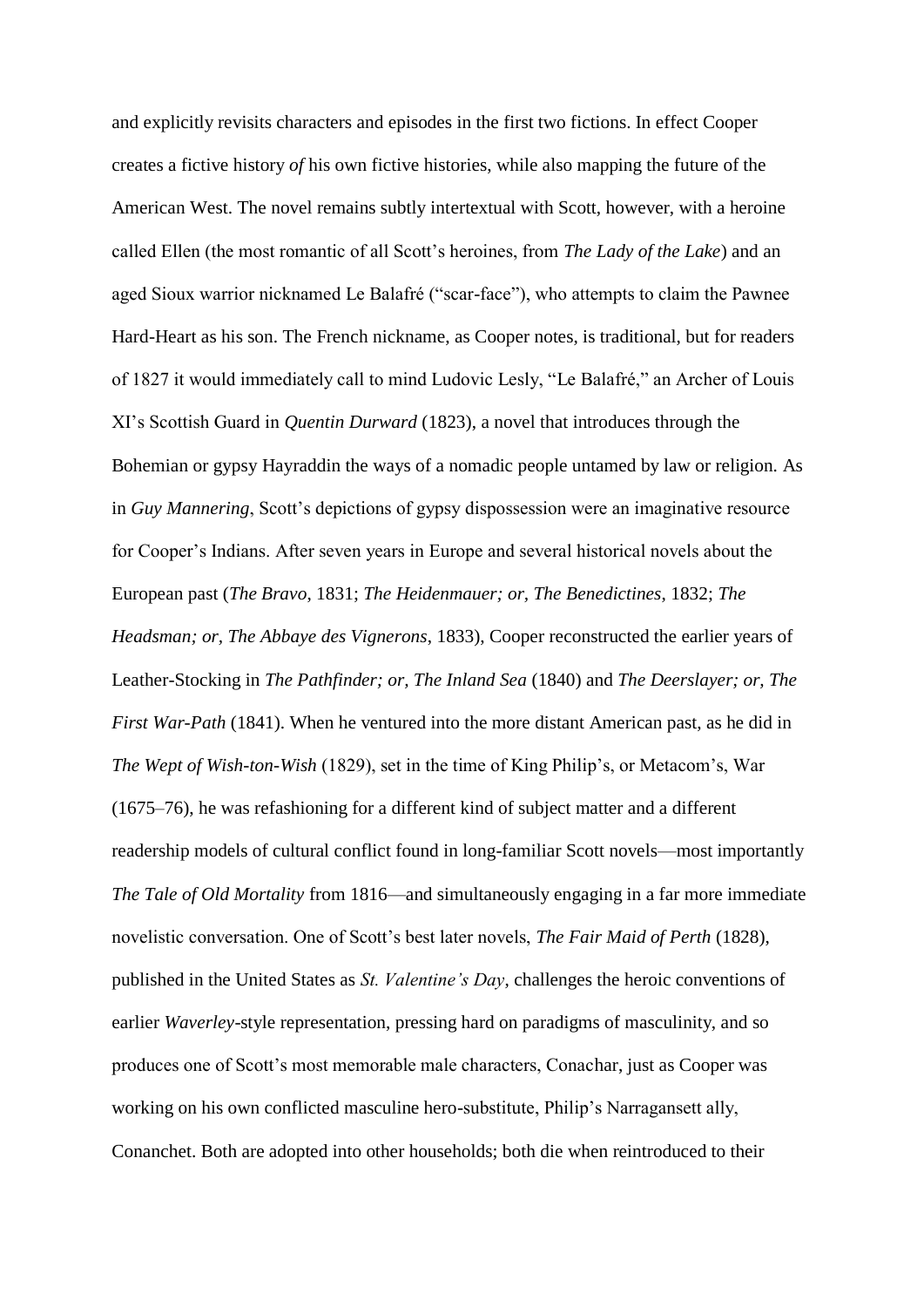and explicitly revisits characters and episodes in the first two fictions. In effect Cooper creates a fictive history *of* his own fictive histories, while also mapping the future of the American West. The novel remains subtly intertextual with Scott, however, with a heroine called Ellen (the most romantic of all Scott's heroines, from *The Lady of the Lake*) and an aged Sioux warrior nicknamed Le Balafré ("scar-face"), who attempts to claim the Pawnee Hard-Heart as his son. The French nickname, as Cooper notes, is traditional, but for readers of 1827 it would immediately call to mind Ludovic Lesly, "Le Balafré," an Archer of Louis XI's Scottish Guard in *Quentin Durward* (1823), a novel that introduces through the Bohemian or gypsy Hayraddin the ways of a nomadic people untamed by law or religion. As in *Guy Mannering*, Scott's depictions of gypsy dispossession were an imaginative resource for Cooper's Indians. After seven years in Europe and several historical novels about the European past (*The Bravo*, 1831; *The Heidenmauer; or, The Benedictines*, 1832; *The Headsman; or, The Abbaye des Vignerons*, 1833), Cooper reconstructed the earlier years of Leather-Stocking in *The Pathfinder; or, The Inland Sea* (1840) and *The Deerslayer; or, The First War-Path* (1841). When he ventured into the more distant American past, as he did in *The Wept of Wish-ton-Wish* (1829), set in the time of King Philip's, or Metacom's, War (1675–76), he was refashioning for a different kind of subject matter and a different readership models of cultural conflict found in long-familiar Scott novels—most importantly *The Tale of Old Mortality* from 1816—and simultaneously engaging in a far more immediate novelistic conversation. One of Scott's best later novels, *The Fair Maid of Perth* (1828), published in the United States as *St. Valentine's Day*, challenges the heroic conventions of earlier *Waverley*-style representation, pressing hard on paradigms of masculinity, and so produces one of Scott's most memorable male characters, Conachar, just as Cooper was working on his own conflicted masculine hero-substitute, Philip's Narragansett ally, Conanchet. Both are adopted into other households; both die when reintroduced to their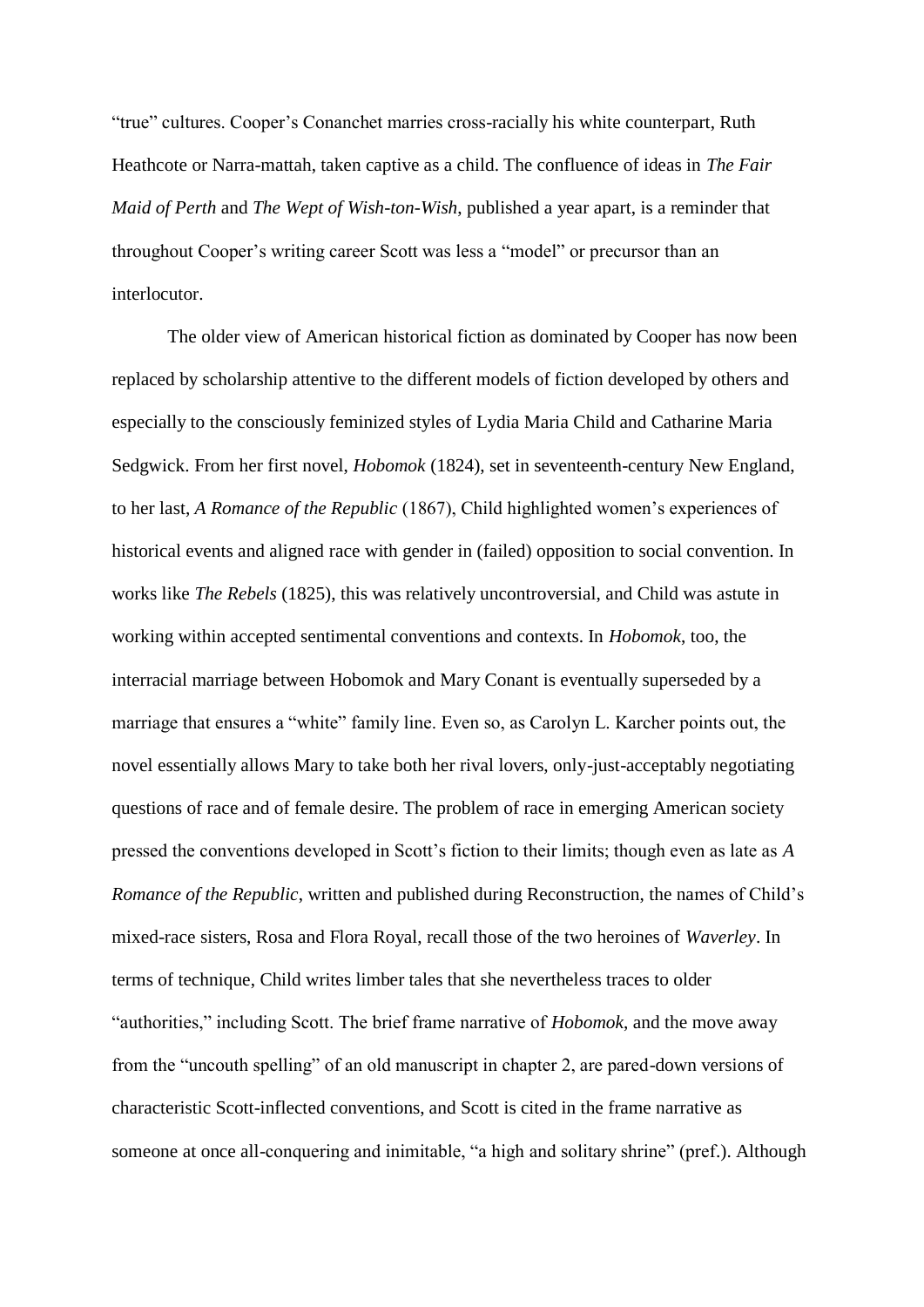"true" cultures. Cooper's Conanchet marries cross-racially his white counterpart, Ruth Heathcote or Narra-mattah, taken captive as a child. The confluence of ideas in *The Fair Maid of Perth* and *The Wept of Wish-ton-Wish*, published a year apart, is a reminder that throughout Cooper's writing career Scott was less a "model" or precursor than an interlocutor.

The older view of American historical fiction as dominated by Cooper has now been replaced by scholarship attentive to the different models of fiction developed by others and especially to the consciously feminized styles of Lydia Maria Child and Catharine Maria Sedgwick. From her first novel, *Hobomok* (1824), set in seventeenth-century New England, to her last, *A Romance of the Republic* (1867), Child highlighted women's experiences of historical events and aligned race with gender in (failed) opposition to social convention. In works like *The Rebels* (1825), this was relatively uncontroversial, and Child was astute in working within accepted sentimental conventions and contexts. In *Hobomok*, too, the interracial marriage between Hobomok and Mary Conant is eventually superseded by a marriage that ensures a "white" family line. Even so, as Carolyn L. Karcher points out, the novel essentially allows Mary to take both her rival lovers, only-just-acceptably negotiating questions of race and of female desire. The problem of race in emerging American society pressed the conventions developed in Scott's fiction to their limits; though even as late as *A Romance of the Republic*, written and published during Reconstruction, the names of Child's mixed-race sisters, Rosa and Flora Royal, recall those of the two heroines of *Waverley*. In terms of technique, Child writes limber tales that she nevertheless traces to older "authorities," including Scott. The brief frame narrative of *Hobomok*, and the move away from the "uncouth spelling" of an old manuscript in chapter 2, are pared-down versions of characteristic Scott-inflected conventions, and Scott is cited in the frame narrative as someone at once all-conquering and inimitable, "a high and solitary shrine" (pref.). Although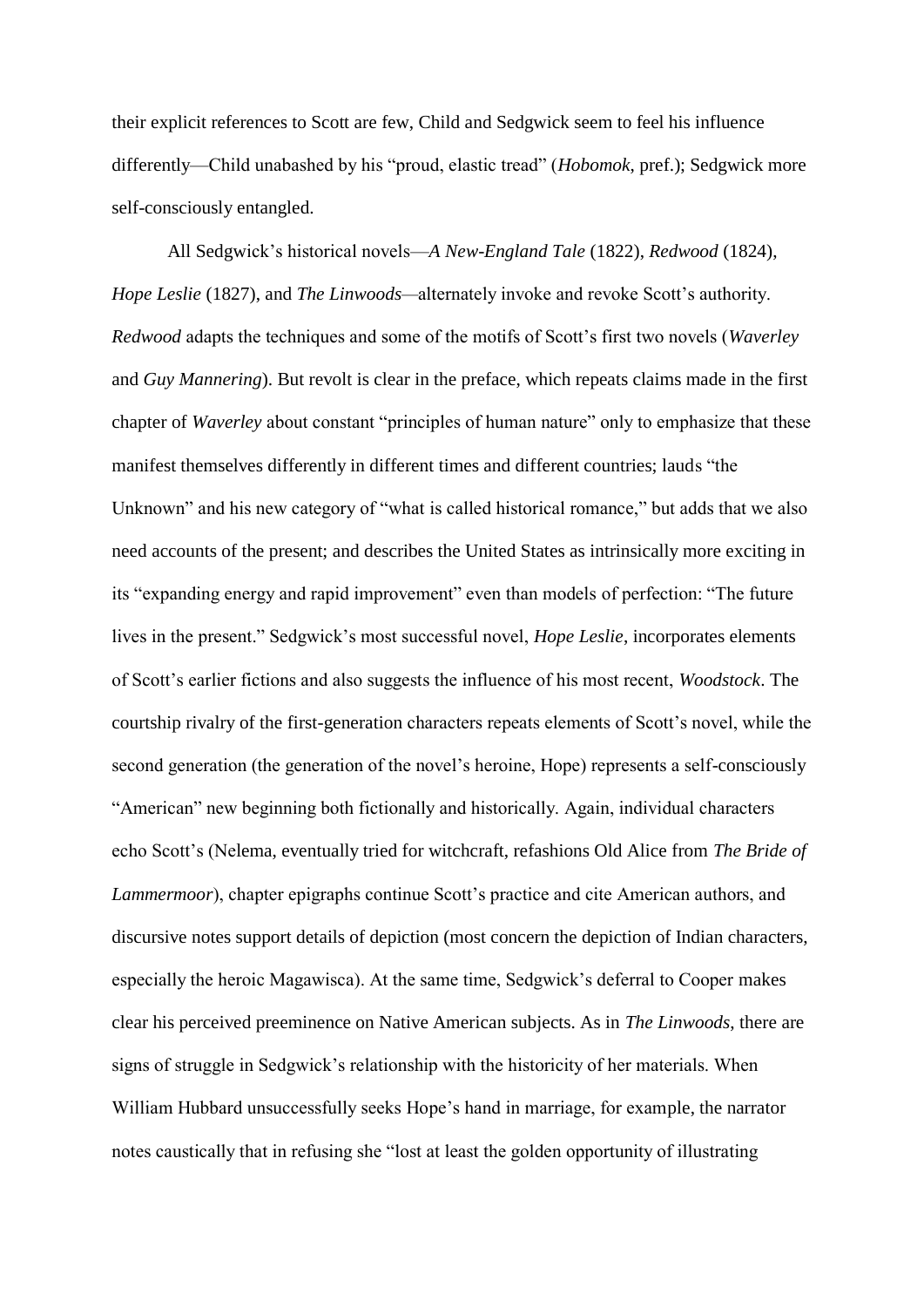their explicit references to Scott are few, Child and Sedgwick seem to feel his influence differently—Child unabashed by his "proud, elastic tread" (*Hobomok*, pref.); Sedgwick more self-consciously entangled.

All Sedgwick's historical novels—*A New-England Tale* (1822), *Redwood* (1824), *Hope Leslie* (1827), and *The Linwoods*—alternately invoke and revoke Scott's authority. *Redwood* adapts the techniques and some of the motifs of Scott's first two novels (*Waverley* and *Guy Mannering*). But revolt is clear in the preface, which repeats claims made in the first chapter of *Waverley* about constant "principles of human nature" only to emphasize that these manifest themselves differently in different times and different countries; lauds "the Unknown" and his new category of "what is called historical romance," but adds that we also need accounts of the present; and describes the United States as intrinsically more exciting in its "expanding energy and rapid improvement" even than models of perfection: "The future lives in the present." Sedgwick's most successful novel, *Hope Leslie*, incorporates elements of Scott's earlier fictions and also suggests the influence of his most recent, *Woodstock*. The courtship rivalry of the first-generation characters repeats elements of Scott's novel, while the second generation (the generation of the novel's heroine, Hope) represents a self-consciously "American" new beginning both fictionally and historically. Again, individual characters echo Scott's (Nelema, eventually tried for witchcraft, refashions Old Alice from *The Bride of Lammermoor*), chapter epigraphs continue Scott's practice and cite American authors, and discursive notes support details of depiction (most concern the depiction of Indian characters, especially the heroic Magawisca). At the same time, Sedgwick's deferral to Cooper makes clear his perceived preeminence on Native American subjects. As in *The Linwoods*, there are signs of struggle in Sedgwick's relationship with the historicity of her materials. When William Hubbard unsuccessfully seeks Hope's hand in marriage, for example, the narrator notes caustically that in refusing she "lost at least the golden opportunity of illustrating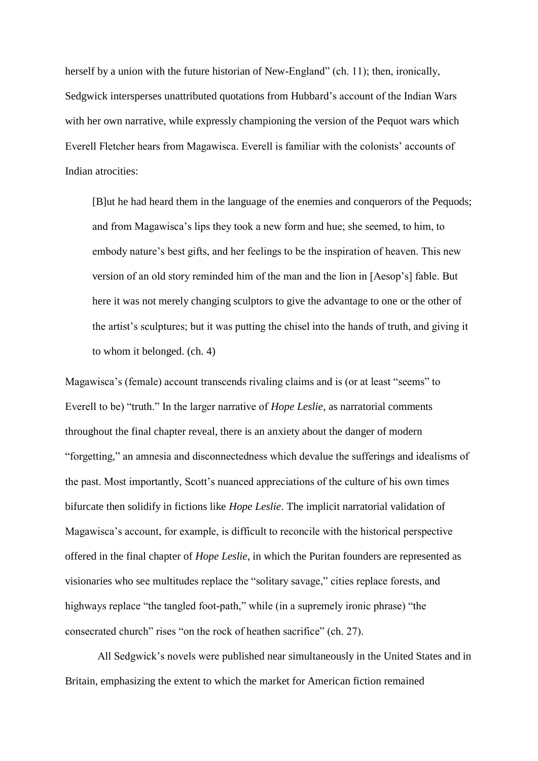herself by a union with the future historian of New-England" (ch. 11); then, ironically, Sedgwick intersperses unattributed quotations from Hubbard's account of the Indian Wars with her own narrative, while expressly championing the version of the Pequot wars which Everell Fletcher hears from Magawisca. Everell is familiar with the colonists' accounts of Indian atrocities:

> [B]ut he had heard them in the language of the enemies and conquerors of the Pequods; and from Magawisca's lips they took a new form and hue; she seemed, to him, to embody nature's best gifts, and her feelings to be the inspiration of heaven. This new version of an old story reminded him of the man and the lion in [Aesop's] fable. But here it was not merely changing sculptors to give the advantage to one or the other of the artist's sculptures; but it was putting the chisel into the hands of truth, and giving it to whom it belonged. (ch. 4)

Magawisca's (female) account transcends rivaling claims and is (or at least "seems" to Everell to be) "truth." In the larger narrative of *Hope Leslie,* as narratorial comments throughout the final chapter reveal, there is an anxiety about the danger of modern "forgetting," an amnesia and disconnectedness which devalue the sufferings and idealisms of the past. Most importantly, Scott's nuanced appreciations of the culture of his own times bifurcate then solidify in fictions like *Hope Leslie*. The implicit narratorial validation of Magawisca's account, for example, is difficult to reconcile with the historical perspective offered in the final chapter of *Hope Leslie,* in which the Puritan founders are represented as visionaries who see multitudes replace the "solitary savage," cities replace forests, and highways replace "the tangled foot-path," while (in a supremely ironic phrase) "the consecrated church" rises "on the rock of heathen sacrifice" (ch. 27).

All Sedgwick's novels were published near simultaneously in the United States and in Britain, emphasizing the extent to which the market for American fiction remained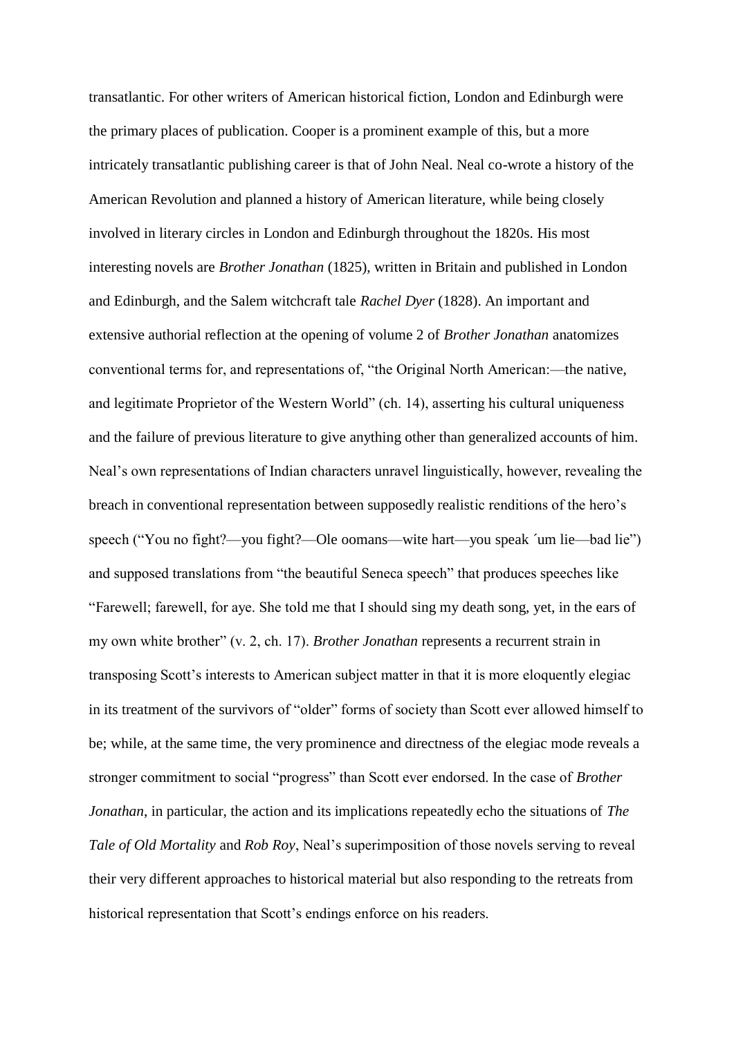transatlantic. For other writers of American historical fiction, London and Edinburgh were the primary places of publication. Cooper is a prominent example of this, but a more intricately transatlantic publishing career is that of John Neal. Neal co-wrote a history of the American Revolution and planned a history of American literature, while being closely involved in literary circles in London and Edinburgh throughout the 1820s. His most interesting novels are *Brother Jonathan* (1825), written in Britain and published in London and Edinburgh, and the Salem witchcraft tale *Rachel Dyer* (1828). An important and extensive authorial reflection at the opening of volume 2 of *Brother Jonathan* anatomizes conventional terms for, and representations of, "the Original North American:—the native, and legitimate Proprietor of the Western World" (ch. 14), asserting his cultural uniqueness and the failure of previous literature to give anything other than generalized accounts of him. Neal's own representations of Indian characters unravel linguistically, however, revealing the breach in conventional representation between supposedly realistic renditions of the hero's speech ("You no fight?—you fight?—Ole oomans—wite hart—you speak ´um lie—bad lie") and supposed translations from "the beautiful Seneca speech" that produces speeches like "Farewell; farewell, for aye. She told me that I should sing my death song, yet, in the ears of my own white brother" (v. 2, ch. 17). *Brother Jonathan* represents a recurrent strain in transposing Scott's interests to American subject matter in that it is more eloquently elegiac in its treatment of the survivors of "older" forms of society than Scott ever allowed himself to be; while, at the same time, the very prominence and directness of the elegiac mode reveals a stronger commitment to social "progress" than Scott ever endorsed. In the case of *Brother Jonathan*, in particular, the action and its implications repeatedly echo the situations of *The Tale of Old Mortality* and *Rob Roy*, Neal's superimposition of those novels serving to reveal their very different approaches to historical material but also responding to the retreats from historical representation that Scott's endings enforce on his readers.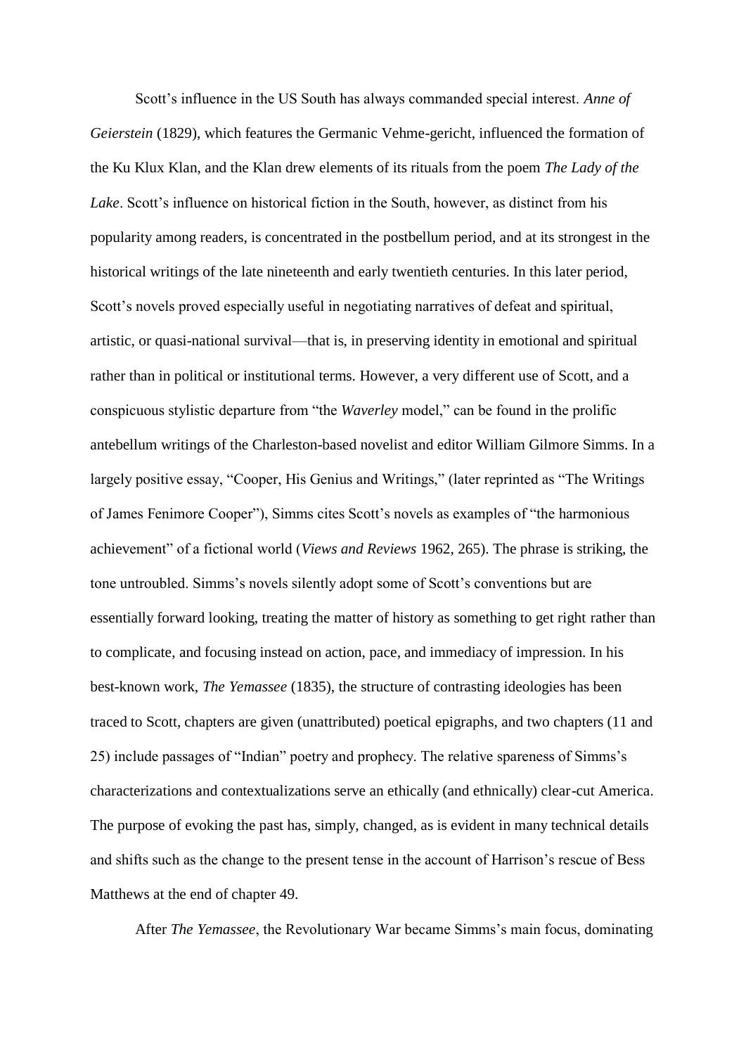Scott's influence in the US South has always commanded special interest. *Anne of Geierstein* (1829), which features the Germanic Vehme-gericht, influenced the formation of the Ku Klux Klan, and the Klan drew elements of its rituals from the poem *The Lady of the Lake*. Scott's influence on historical fiction in the South, however, as distinct from his popularity among readers, is concentrated in the postbellum period, and at its strongest in the historical writings of the late nineteenth and early twentieth centuries. In this later period, Scott's novels proved especially useful in negotiating narratives of defeat and spiritual, artistic, or quasi-national survival—that is, in preserving identity in emotional and spiritual rather than in political or institutional terms. However, a very different use of Scott, and a conspicuous stylistic departure from "the *Waverley* model," can be found in the prolific antebellum writings of the Charleston-based novelist and editor William Gilmore Simms. In a largely positive essay, "Cooper, His Genius and Writings," (later reprinted as "The Writings of James Fenimore Cooper"), Simms cites Scott's novels as examples of "the harmonious achievement" of a fictional world (*Views and Reviews* 1962, 265). The phrase is striking, the tone untroubled. Simms's novels silently adopt some of Scott's conventions but are essentially forward looking, treating the matter of history as something to get right rather than to complicate, and focusing instead on action, pace, and immediacy of impression. In his best-known work, *The Yemassee* (1835), the structure of contrasting ideologies has been traced to Scott, chapters are given (unattributed) poetical epigraphs, and two chapters (11 and 25) include passages of "Indian" poetry and prophecy. The relative spareness of Simms's characterizations and contextualizations serve an ethically (and ethnically) clear-cut America. The purpose of evoking the past has, simply, changed, as is evident in many technical details and shifts such as the change to the present tense in the account of Harrison's rescue of Bess Matthews at the end of chapter 49.

After *The Yemassee*, the Revolutionary War became Simms's main focus, dominating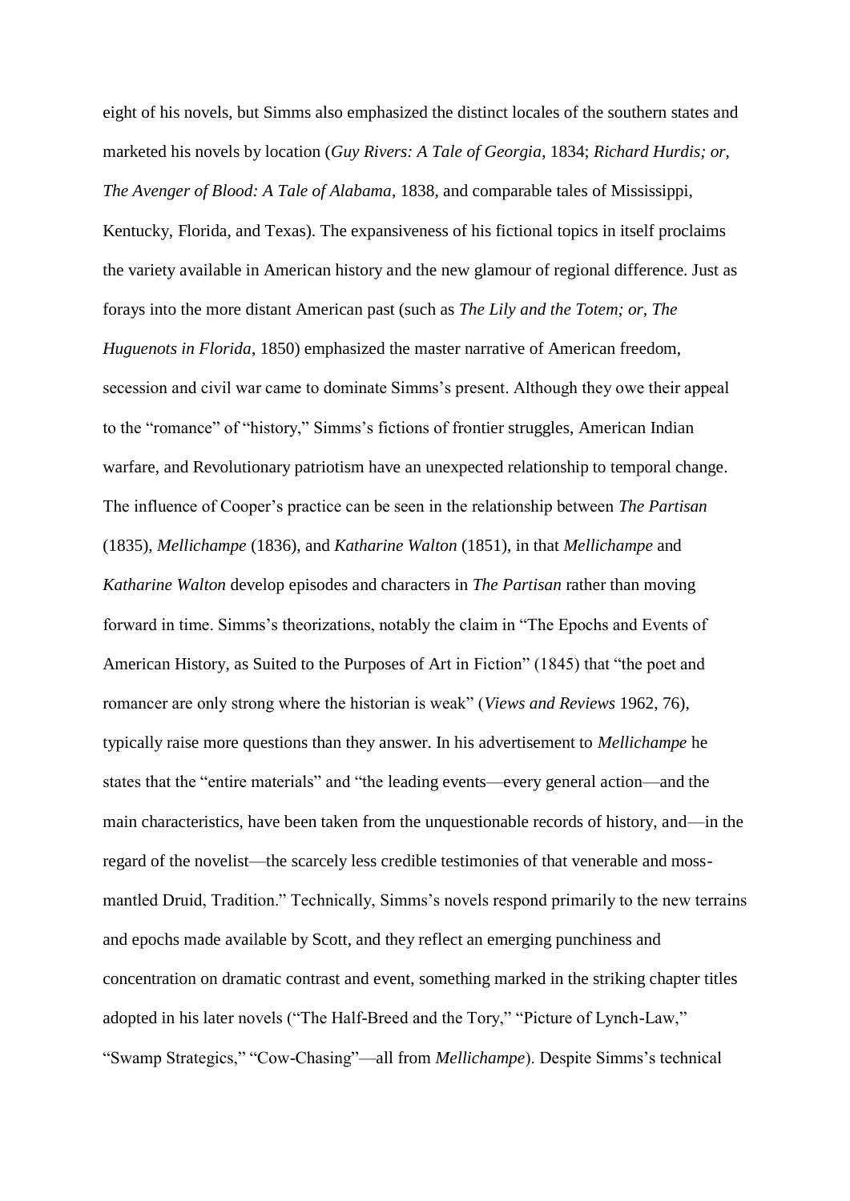eight of his novels, but Simms also emphasized the distinct locales of the southern states and marketed his novels by location (*Guy Rivers: A Tale of Georgia*, 1834; *Richard Hurdis; or, The Avenger of Blood: A Tale of Alabama*, 1838, and comparable tales of Mississippi, Kentucky, Florida, and Texas). The expansiveness of his fictional topics in itself proclaims the variety available in American history and the new glamour of regional difference. Just as forays into the more distant American past (such as *The Lily and the Totem; or, The Huguenots in Florida*, 1850) emphasized the master narrative of American freedom, secession and civil war came to dominate Simms's present. Although they owe their appeal to the "romance" of "history," Simms's fictions of frontier struggles, American Indian warfare, and Revolutionary patriotism have an unexpected relationship to temporal change. The influence of Cooper's practice can be seen in the relationship between *The Partisan* (1835), *Mellichampe* (1836), and *Katharine Walton* (1851), in that *Mellichampe* and *Katharine Walton* develop episodes and characters in *The Partisan* rather than moving forward in time. Simms's theorizations, notably the claim in "The Epochs and Events of American History, as Suited to the Purposes of Art in Fiction" (1845) that "the poet and romancer are only strong where the historian is weak" (*Views and Reviews* 1962, 76), typically raise more questions than they answer. In his advertisement to *Mellichampe* he states that the "entire materials" and "the leading events—every general action—and the main characteristics, have been taken from the unquestionable records of history, and—in the regard of the novelist—the scarcely less credible testimonies of that venerable and moss-mantled Druid, Tradition." Technically, Simms's novels respond primarily to the new terrains and epochs made available by Scott, and they reflect an emerging punchiness and concentration on dramatic contrast and event, something marked in the striking chapter titles adopted in his later novels ("The Half-Breed and the Tory," "Picture of Lynch-Law," "Swamp Strategics," "Cow-Chasing"—all from *Mellichampe*). Despite Simms's technical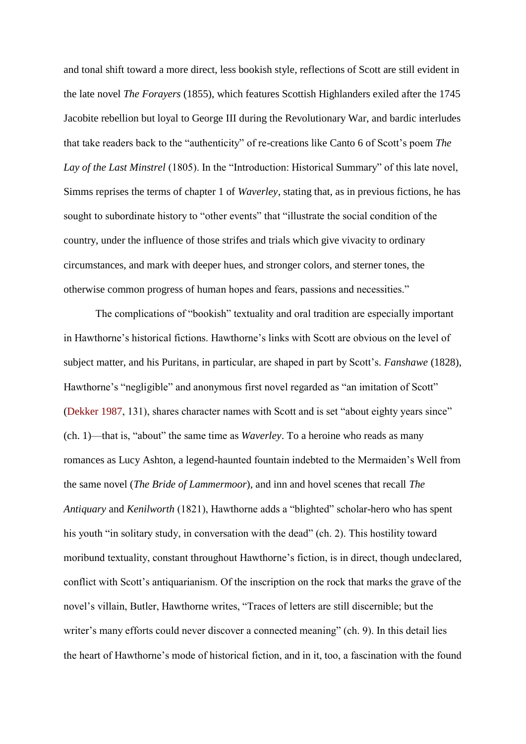and tonal shift toward a more direct, less bookish style, reflections of Scott are still evident in the late novel *The Forayers* (1855), which features Scottish Highlanders exiled after the 1745 Jacobite rebellion but loyal to George III during the Revolutionary War, and bardic interludes that take readers back to the "authenticity" of re-creations like Canto 6 of Scott's poem *The Lay of the Last Minstrel* (1805). In the "Introduction: Historical Summary" of this late novel, Simms reprises the terms of chapter 1 of *Waverley*, stating that, as in previous fictions, he has sought to subordinate history to "other events" that "illustrate the social condition of the country, under the influence of those strifes and trials which give vivacity to ordinary circumstances, and mark with deeper hues, and stronger colors, and sterner tones, the otherwise common progress of human hopes and fears, passions and necessities."

The complications of "bookish" textuality and oral tradition are especially important in Hawthorne's historical fictions. Hawthorne's links with Scott are obvious on the level of subject matter, and his Puritans, in particular, are shaped in part by Scott's. *Fanshawe* (1828), Hawthorne's "negligible" and anonymous first novel regarded as "an imitation of Scott" (Dekker 1987, 131), shares character names with Scott and is set "about eighty years since" (ch. 1)—that is, "about" the same time as *Waverley*. To a heroine who reads as many romances as Lucy Ashton, a legend-haunted fountain indebted to the Mermaiden's Well from the same novel (*The Bride of Lammermoor*), and inn and hovel scenes that recall *The Antiquary* and *Kenilworth* (1821), Hawthorne adds a "blighted" scholar-hero who has spent his youth "in solitary study, in conversation with the dead" (ch. 2). This hostility toward moribund textuality, constant throughout Hawthorne's fiction, is in direct, though undeclared, conflict with Scott's antiquarianism. Of the inscription on the rock that marks the grave of the novel's villain, Butler, Hawthorne writes, "Traces of letters are still discernible; but the writer's many efforts could never discover a connected meaning" (ch. 9). In this detail lies the heart of Hawthorne's mode of historical fiction, and in it, too, a fascination with the found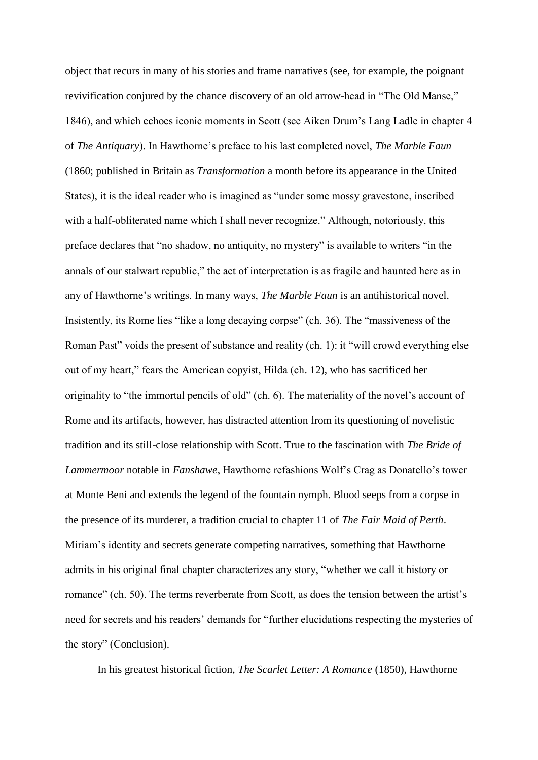object that recurs in many of his stories and frame narratives (see, for example, the poignant revivification conjured by the chance discovery of an old arrow-head in "The Old Manse," 1846), and which echoes iconic moments in Scott (see Aiken Drum's Lang Ladle in chapter 4 of *The Antiquary*). In Hawthorne's preface to his last completed novel, *The Marble Faun* (1860; published in Britain as *Transformation* a month before its appearance in the United States), it is the ideal reader who is imagined as "under some mossy gravestone, inscribed with a half-obliterated name which I shall never recognize." Although, notoriously, this preface declares that "no shadow, no antiquity, no mystery" is available to writers "in the annals of our stalwart republic," the act of interpretation is as fragile and haunted here as in any of Hawthorne's writings. In many ways, *The Marble Faun* is an antihistorical novel. Insistently, its Rome lies "like a long decaying corpse" (ch. 36). The "massiveness of the Roman Past" voids the present of substance and reality (ch. 1): it "will crowd everything else out of my heart," fears the American copyist, Hilda (ch. 12), who has sacrificed her originality to "the immortal pencils of old" (ch. 6). The materiality of the novel's account of Rome and its artifacts, however, has distracted attention from its questioning of novelistic tradition and its still-close relationship with Scott. True to the fascination with *The Bride of Lammermoor* notable in *Fanshawe*, Hawthorne refashions Wolf's Crag as Donatello's tower at Monte Beni and extends the legend of the fountain nymph. Blood seeps from a corpse in the presence of its murderer, a tradition crucial to chapter 11 of *The Fair Maid of Perth*. Miriam's identity and secrets generate competing narratives, something that Hawthorne admits in his original final chapter characterizes any story, "whether we call it history or romance" (ch. 50). The terms reverberate from Scott, as does the tension between the artist's need for secrets and his readers' demands for "further elucidations respecting the mysteries of the story" (Conclusion).

In his greatest historical fiction, *The Scarlet Letter: A Romance* (1850), Hawthorne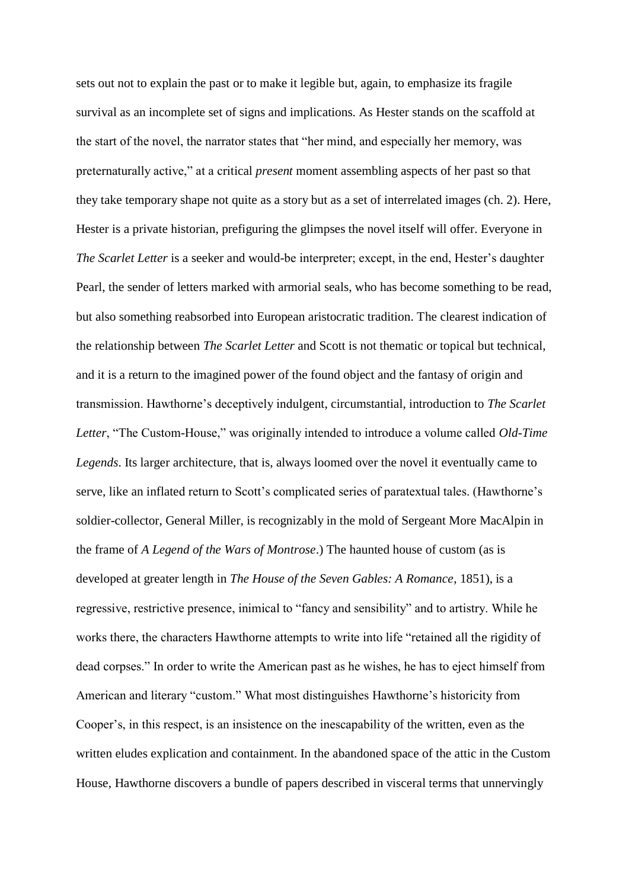sets out not to explain the past or to make it legible but, again, to emphasize its fragile survival as an incomplete set of signs and implications. As Hester stands on the scaffold at the start of the novel, the narrator states that "her mind, and especially her memory, was preternaturally active," at a critical *present* moment assembling aspects of her past so that they take temporary shape not quite as a story but as a set of interrelated images (ch. 2). Here, Hester is a private historian, prefiguring the glimpses the novel itself will offer. Everyone in *The Scarlet Letter* is a seeker and would-be interpreter; except, in the end, Hester's daughter Pearl, the sender of letters marked with armorial seals, who has become something to be read, but also something reabsorbed into European aristocratic tradition. The clearest indication of the relationship between *The Scarlet Letter* and Scott is not thematic or topical but technical, and it is a return to the imagined power of the found object and the fantasy of origin and transmission. Hawthorne's deceptively indulgent, circumstantial, introduction to *The Scarlet Letter*, "The Custom-House," was originally intended to introduce a volume called *Old-Time Legends*. Its larger architecture, that is, always loomed over the novel it eventually came to serve, like an inflated return to Scott's complicated series of paratextual tales. (Hawthorne's soldier-collector, General Miller, is recognizably in the mold of Sergeant More MacAlpin in the frame of *A Legend of the Wars of Montrose*.) The haunted house of custom (as is developed at greater length in *The House of the Seven Gables: A Romance*, 1851), is a regressive, restrictive presence, inimical to "fancy and sensibility" and to artistry. While he works there, the characters Hawthorne attempts to write into life "retained all the rigidity of dead corpses." In order to write the American past as he wishes, he has to eject himself from American and literary "custom." What most distinguishes Hawthorne's historicity from Cooper's, in this respect, is an insistence on the inescapability of the written, even as the written eludes explication and containment. In the abandoned space of the attic in the Custom House, Hawthorne discovers a bundle of papers described in visceral terms that unnervingly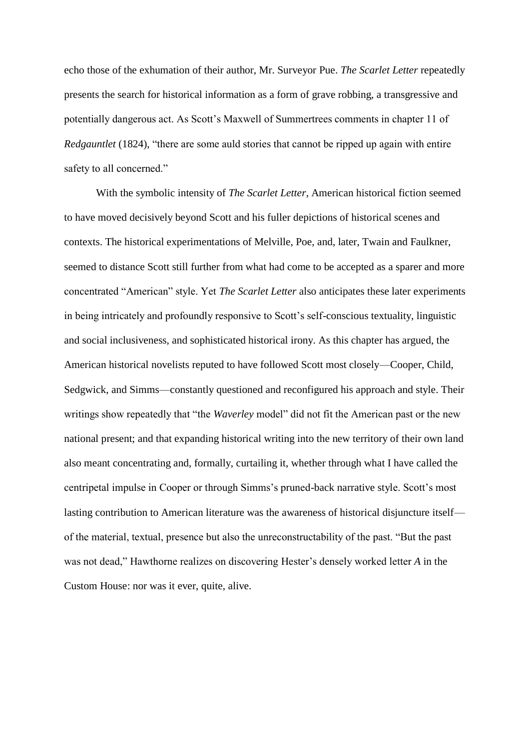echo those of the exhumation of their author, Mr. Surveyor Pue. *The Scarlet Letter* repeatedly presents the search for historical information as a form of grave robbing, a transgressive and potentially dangerous act. As Scott's Maxwell of Summertrees comments in chapter 11 of *Redgauntlet* (1824), "there are some auld stories that cannot be ripped up again with entire safety to all concerned."

With the symbolic intensity of *The Scarlet Letter*, American historical fiction seemed to have moved decisively beyond Scott and his fuller depictions of historical scenes and contexts. The historical experimentations of Melville, Poe, and, later, Twain and Faulkner, seemed to distance Scott still further from what had come to be accepted as a sparer and more concentrated "American" style. Yet *The Scarlet Letter* also anticipates these later experiments in being intricately and profoundly responsive to Scott's self-conscious textuality, linguistic and social inclusiveness, and sophisticated historical irony. As this chapter has argued, the American historical novelists reputed to have followed Scott most closely—Cooper, Child, Sedgwick, and Simms—constantly questioned and reconfigured his approach and style. Their writings show repeatedly that "the *Waverley* model" did not fit the American past or the new national present; and that expanding historical writing into the new territory of their own land also meant concentrating and, formally, curtailing it, whether through what I have called the centripetal impulse in Cooper or through Simms's pruned-back narrative style. Scott's most lasting contribution to American literature was the awareness of historical disjuncture itself—of the material, textual, presence but also the unreconstructability of the past. "But the past was not dead," Hawthorne realizes on discovering Hester's densely worked letter *A* in the Custom House: nor was it ever, quite, alive.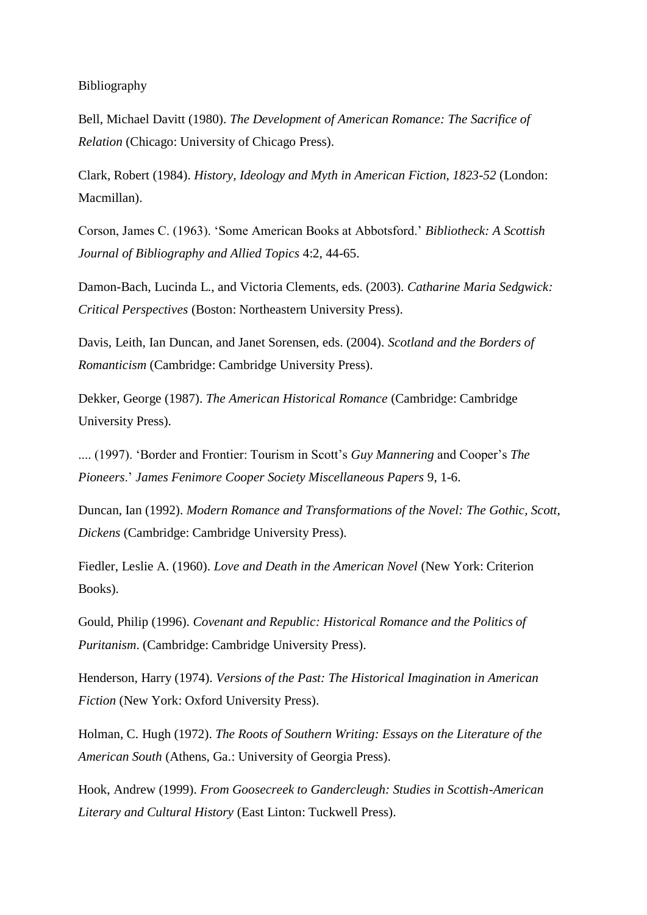Bibliography

Bell, Michael Davitt (1980). *The Development of American Romance: The Sacrifice of Relation* (Chicago: University of Chicago Press).

Clark, Robert (1984). *History, Ideology and Myth in American Fiction, 1823-52* (London: Macmillan).

Corson, James C. (1963). 'Some American Books at Abbotsford.' *Bibliotheck: A Scottish Journal of Bibliography and Allied Topics* 4:2, 44-65.

Damon-Bach, Lucinda L., and Victoria Clements, eds. (2003). *Catharine Maria Sedgwick: Critical Perspectives* (Boston: Northeastern University Press).

Davis, Leith, Ian Duncan, and Janet Sorensen, eds. (2004). *Scotland and the Borders of Romanticism* (Cambridge: Cambridge University Press).

Dekker, George (1987). *The American Historical Romance* (Cambridge: Cambridge University Press).

.... (1997). 'Border and Frontier: Tourism in Scott's *Guy Mannering* and Cooper's *The Pioneers*.' *James Fenimore Cooper Society Miscellaneous Papers* 9, 1-6.

Duncan, Ian (1992). *Modern Romance and Transformations of the Novel: The Gothic, Scott, Dickens* (Cambridge: Cambridge University Press).

Fiedler, Leslie A. (1960). *Love and Death in the American Novel* (New York: Criterion Books).

Gould, Philip (1996). *Covenant and Republic: Historical Romance and the Politics of Puritanism*. (Cambridge: Cambridge University Press).

Henderson, Harry (1974). *Versions of the Past: The Historical Imagination in American Fiction* (New York: Oxford University Press).

Holman, C. Hugh (1972). *The Roots of Southern Writing: Essays on the Literature of the American South* (Athens, Ga.: University of Georgia Press).

Hook, Andrew (1999). *From Goosecreek to Gandercleugh: Studies in Scottish-American Literary and Cultural History* (East Linton: Tuckwell Press).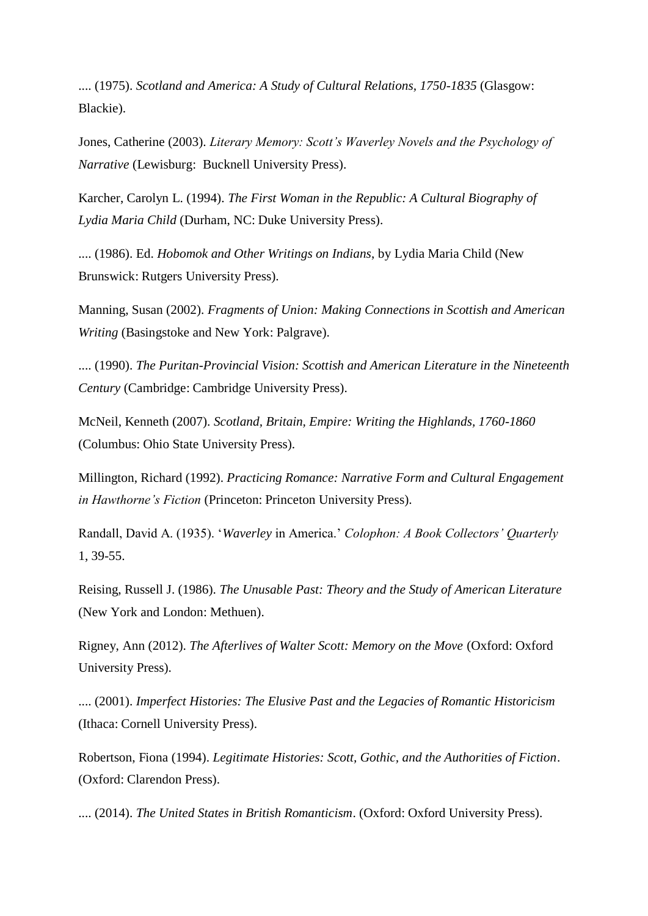.... (1975). *Scotland and America: A Study of Cultural Relations, 1750-1835* (Glasgow: Blackie).

Jones, Catherine (2003). *Literary Memory: Scott's Waverley Novels and the Psychology of Narrative* (Lewisburg: Bucknell University Press).

Karcher, Carolyn L. (1994). *The First Woman in the Republic: A Cultural Biography of Lydia Maria Child* (Durham, NC: Duke University Press).

.... (1986). Ed. *Hobomok and Other Writings on Indians*, by Lydia Maria Child (New Brunswick: Rutgers University Press).

Manning, Susan (2002). *Fragments of Union: Making Connections in Scottish and American Writing* (Basingstoke and New York: Palgrave).

.... (1990). *The Puritan-Provincial Vision: Scottish and American Literature in the Nineteenth Century* (Cambridge: Cambridge University Press).

McNeil, Kenneth (2007). *Scotland, Britain, Empire: Writing the Highlands, 1760-1860* (Columbus: Ohio State University Press).

Millington, Richard (1992). *Practicing Romance: Narrative Form and Cultural Engagement in Hawthorne's Fiction* (Princeton: Princeton University Press).

Randall, David A. (1935). '*Waverley* in America.' *Colophon: A Book Collectors' Quarterly* 1, 39-55.

Reising, Russell J. (1986). *The Unusable Past: Theory and the Study of American Literature* (New York and London: Methuen).

Rigney, Ann (2012). *The Afterlives of Walter Scott: Memory on the Move* (Oxford: Oxford University Press).

.... (2001). *Imperfect Histories: The Elusive Past and the Legacies of Romantic Historicism* (Ithaca: Cornell University Press).

Robertson, Fiona (1994). *Legitimate Histories: Scott, Gothic, and the Authorities of Fiction*. (Oxford: Clarendon Press).

.... (2014). *The United States in British Romanticism*. (Oxford: Oxford University Press).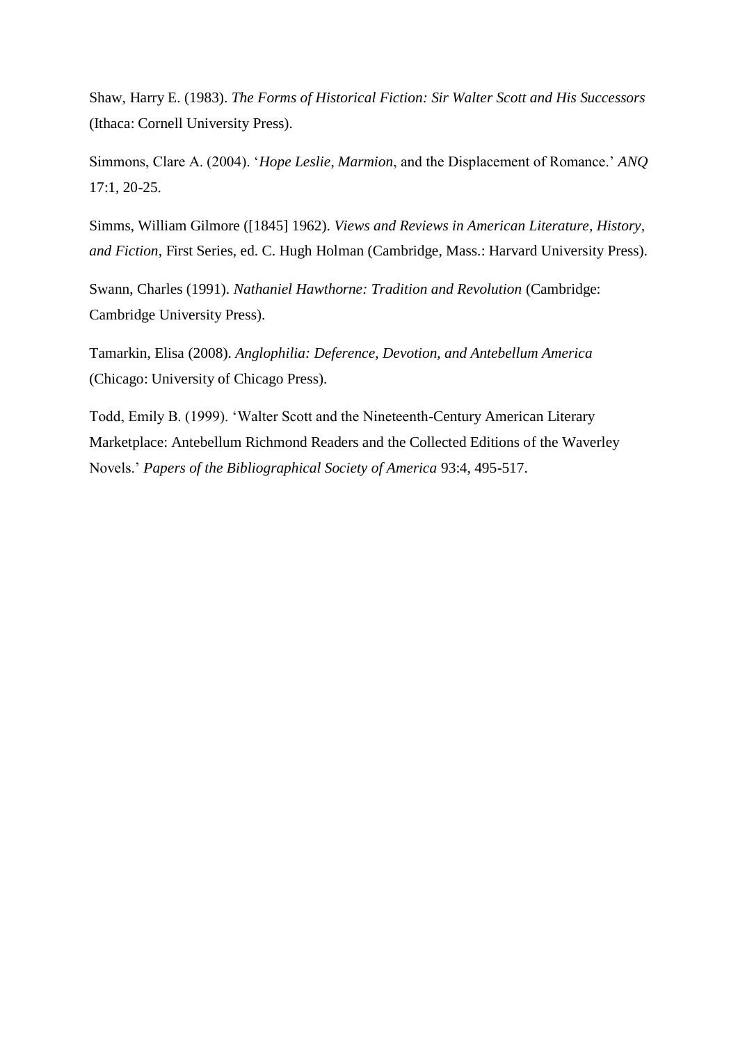Shaw, Harry E. (1983). *The Forms of Historical Fiction: Sir Walter Scott and His Successors* (Ithaca: Cornell University Press).

Simmons, Clare A. (2004). '*Hope Leslie*, *Marmion*, and the Displacement of Romance.' *ANQ* 17:1, 20-25.

Simms, William Gilmore ([1845] 1962). *Views and Reviews in American Literature, History, and Fiction*, First Series, ed. C. Hugh Holman (Cambridge, Mass.: Harvard University Press).

Swann, Charles (1991). *Nathaniel Hawthorne: Tradition and Revolution* (Cambridge: Cambridge University Press).

Tamarkin, Elisa (2008). *Anglophilia: Deference, Devotion, and Antebellum America* (Chicago: University of Chicago Press).

Todd, Emily B. (1999). 'Walter Scott and the Nineteenth-Century American Literary Marketplace: Antebellum Richmond Readers and the Collected Editions of the Waverley Novels.' *Papers of the Bibliographical Society of America* 93:4, 495-517.